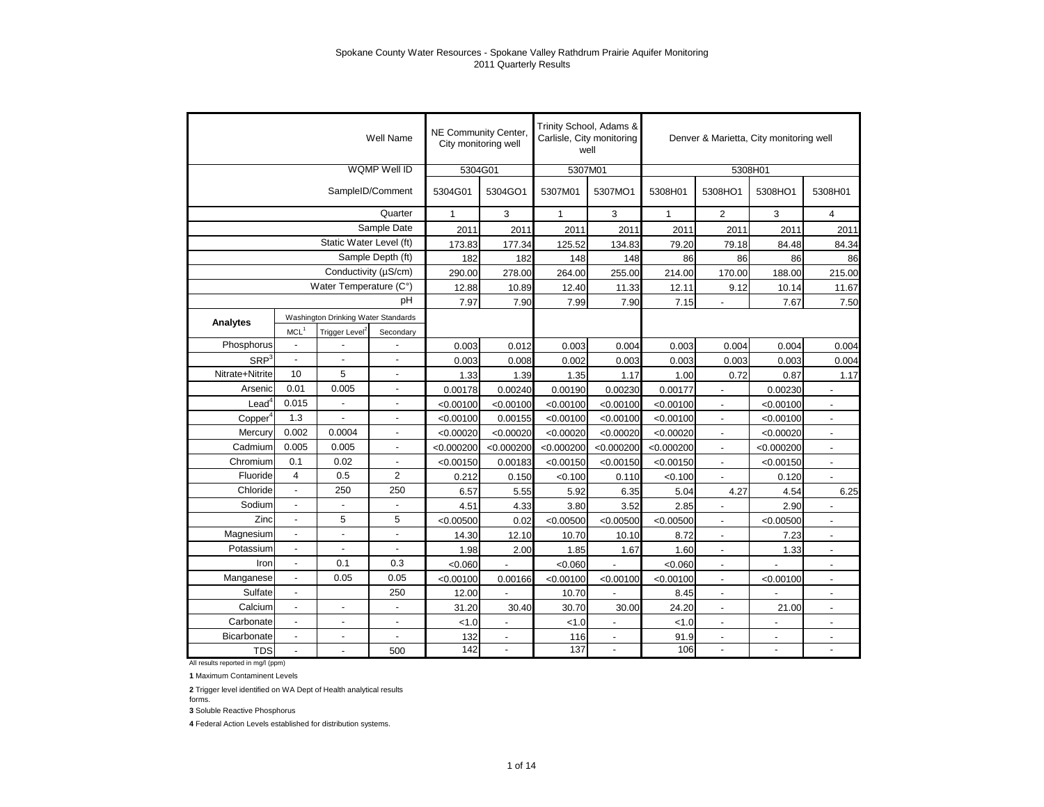# Spokane County Water Resources - Spokane Valley Rathdrum Prairie Aquifer Monitoring
## 2011 Quarterly Results

| | | | Well Name | NE Community Center, City monitoring well | | Trinity School, Adams & Carlisle, City monitoring well | | Denver & Marietta, City monitoring well | | | |
|---|---|---|---|---|---|---|---|---|---|---|---|
| | | | WQMP Well ID | 5304G01 | | 5307M01 | | 5308H01 | | | |
| | | | SampleID/Comment | 5304G01 | 5304GO1 | 5307M01 | 5307MO1 | 5308H01 | 5308HO1 | 5308HO1 | 5308H01 |
| | | | Quarter | 1 | 3 | 1 | 3 | 1 | 2 | 3 | 4 |
| | | | Sample Date | 2011 | 2011 | 2011 | 2011 | 2011 | 2011 | 2011 | 2011 |
| | | | Static Water Level (ft) | 173.83 | 177.34 | 125.52 | 134.83 | 79.20 | 79.18 | 84.48 | 84.34 |
| | | | Sample Depth (ft) | 182 | 182 | 148 | 148 | 86 | 86 | 86 | 86 |
| | | | Conductivity (µS/cm) | 290.00 | 278.00 | 264.00 | 255.00 | 214.00 | 170.00 | 188.00 | 215.00 |
| | | | Water Temperature (C°) | 12.88 | 10.89 | 12.40 | 11.33 | 12.11 | 9.12 | 10.14 | 11.67 |
| | | | pH | 7.97 | 7.90 | 7.99 | 7.90 | 7.15 | - | 7.67 | 7.50 |
| **Analytes** | Washington Drinking Water Standards | | | | | | | | | | |
| | MCL[1] | Trigger Level[2] | Secondary | | | | | | | | |
| Phosphorus | - | - | - | 0.003 | 0.012 | 0.003 | 0.004 | 0.003 | 0.004 | 0.004 | 0.004 |
| SRP[3] | - | - | - | 0.003 | 0.008 | 0.002 | 0.003 | 0.003 | 0.003 | 0.003 | 0.004 |
| Nitrate+Nitrite | 10 | 5 | - | 1.33 | 1.39 | 1.35 | 1.17 | 1.00 | 0.72 | 0.87 | 1.17 |
| Arsenic | 0.01 | 0.005 | - | 0.00178 | 0.00240 | 0.00190 | 0.00230 | 0.00177 | - | 0.00230 | - |
| Lead[4] | 0.015 | - | - | <0.00100 | <0.00100 | <0.00100 | <0.00100 | <0.00100 | - | <0.00100 | - |
| Copper[4] | 1.3 | - | - | <0.00100 | 0.00155 | <0.00100 | <0.00100 | <0.00100 | - | <0.00100 | - |
| Mercury | 0.002 | 0.0004 | - | <0.00020 | <0.00020 | <0.00020 | <0.00020 | <0.00020 | - | <0.00020 | - |
| Cadmium | 0.005 | 0.005 | - | <0.000200 | <0.000200 | <0.000200 | <0.000200 | <0.000200 | - | <0.000200 | - |
| Chromium | 0.1 | 0.02 | - | <0.00150 | 0.00183 | <0.00150 | <0.00150 | <0.00150 | - | <0.00150 | - |
| Fluoride | 4 | 0.5 | 2 | 0.212 | 0.150 | <0.100 | 0.110 | <0.100 | - | 0.120 | - |
| Chloride | - | 250 | 250 | 6.57 | 5.55 | 5.92 | 6.35 | 5.04 | 4.27 | 4.54 | 6.25 |
| Sodium | - | - | - | 4.51 | 4.33 | 3.80 | 3.52 | 2.85 | - | 2.90 | - |
| Zinc | - | 5 | 5 | <0.00500 | 0.02 | <0.00500 | <0.00500 | <0.00500 | - | <0.00500 | - |
| Magnesium | - | - | - | 14.30 | 12.10 | 10.70 | 10.10 | 8.72 | - | 7.23 | - |
| Potassium | - | - | - | 1.98 | 2.00 | 1.85 | 1.67 | 1.60 | - | 1.33 | - |
| Iron | - | 0.1 | 0.3 | <0.060 | - | <0.060 | - | <0.060 | - | - | - |
| Manganese | - | 0.05 | 0.05 | <0.00100 | 0.00166 | <0.00100 | <0.00100 | <0.00100 | - | <0.00100 | - |
| Sulfate | - | | 250 | 12.00 | - | 10.70 | - | 8.45 | - | - | - |
| Calcium | - | - | - | 31.20 | 30.40 | 30.70 | 30.00 | 24.20 | - | 21.00 | - |
| Carbonate | - | - | - | <1.0 | - | <1.0 | - | <1.0 | - | - | - |
| Bicarbonate | - | - | - | 132 | - | 116 | - | 91.9 | - | - | - |
| TDS | - | - | 500 | 142 | - | 137 | - | 106 | - | - | - |

All results reported in mg/l (ppm)

**1** Maximum Contaminent Levels

**2** Trigger level identified on WA Dept of Health analytical results forms.

**3** Soluble Reactive Phosphorus

**4** Federal Action Levels established for distribution systems.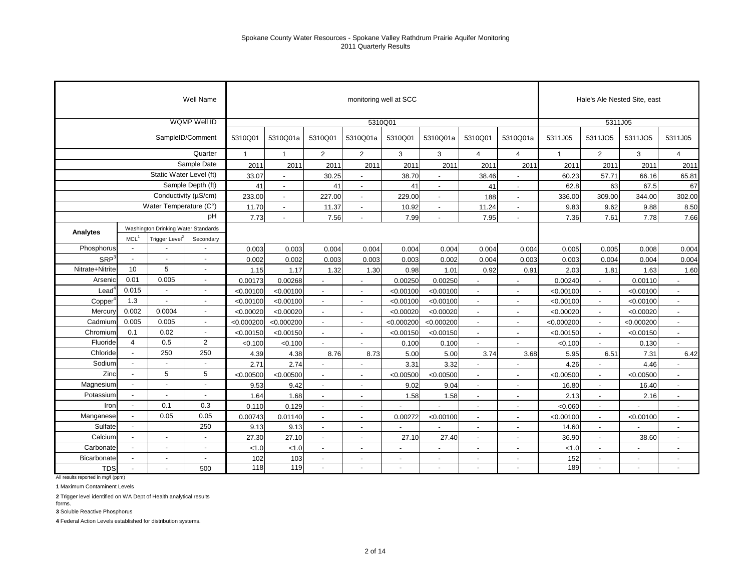# Spokane County Water Resources - Spokane Valley Rathdrum Prairie Aquifer Monitoring
## 2011 Quarterly Results

| | | | Well Name | monitoring well at SCC | | | | | | | | Hale's Ale Nested Site, east | | | |
|---|---|---|---|---|---|---|---|---|---|---|---|---|---|---|---|
| | | | WQMP Well ID | 5310Q01 | | | | | | | | 5311J05 | | | |
| | | | SampleID/Comment | 5310Q01 | 5310Q01a | 5310Q01 | 5310Q01a | 5310Q01 | 5310Q01a | 5310Q01 | 5310Q01a | 5311J05 | 5311JO5 | 5311JO5 | 5311J05 |
| | | | Quarter | 1 | 1 | 2 | 2 | 3 | 3 | 4 | 4 | 1 | 2 | 3 | 4 |
| | | | Sample Date | 2011 | 2011 | 2011 | 2011 | 2011 | 2011 | 2011 | 2011 | 2011 | 2011 | 2011 | 2011 |
| | | | Static Water Level (ft) | 33.07 | - | 30.25 | - | 38.70 | - | 38.46 | - | 60.23 | 57.71 | 66.16 | 65.81 |
| | | | Sample Depth (ft) | 41 | - | 41 | - | 41 | - | 41 | - | 62.8 | 63 | 67.5 | 67 |
| | | | Conductivity (µS/cm) | 233.00 | - | 227.00 | - | 229.00 | - | 188 | - | 336.00 | 309.00 | 344.00 | 302.00 |
| | | | Water Temperature (C°) | 11.70 | - | 11.37 | - | 10.92 | - | 11.24 | - | 9.83 | 9.62 | 9.88 | 8.50 |
| | | | pH | 7.73 | - | 7.56 | - | 7.99 | - | 7.95 | - | 7.36 | 7.61 | 7.78 | 7.66 |
| **Analytes** | Washington Drinking Water Standards | | | | | | | | | | | | | | |
| | MCL[1] | Trigger Level[2] | Secondary | | | | | | | | | | | | |
| Phosphorus | - | - | - | 0.003 | 0.003 | 0.004 | 0.004 | 0.004 | 0.004 | 0.004 | 0.004 | 0.005 | 0.005 | 0.008 | 0.004 |
| SRP[3] | - | - | - | 0.002 | 0.002 | 0.003 | 0.003 | 0.003 | 0.002 | 0.004 | 0.003 | 0.003 | 0.004 | 0.004 | 0.004 |
| Nitrate+Nitrite | 10 | 5 | - | 1.15 | 1.17 | 1.32 | 1.30 | 0.98 | 1.01 | 0.92 | 0.91 | 2.03 | 1.81 | 1.63 | 1.60 |
| Arsenic | 0.01 | 0.005 | - | 0.00173 | 0.00268 | - | - | 0.00250 | 0.00250 | - | - | 0.00240 | - | 0.00110 | - |
| Lead[4] | 0.015 | - | - | <0.00100 | <0.00100 | - | - | <0.00100 | <0.00100 | - | - | <0.00100 | - | <0.00100 | - |
| Copper[4] | 1.3 | - | - | <0.00100 | <0.00100 | - | - | <0.00100 | <0.00100 | - | - | <0.00100 | - | <0.00100 | - |
| Mercury | 0.002 | 0.0004 | - | <0.00020 | <0.00020 | - | - | <0.00020 | <0.00020 | - | - | <0.00020 | - | <0.00020 | - |
| Cadmium | 0.005 | 0.005 | - | <0.000200 | <0.000200 | - | - | <0.000200 | <0.000200 | - | - | <0.000200 | - | <0.000200 | - |
| Chromium | 0.1 | 0.02 | - | <0.00150 | <0.00150 | - | - | <0.00150 | <0.00150 | - | - | <0.00150 | - | <0.00150 | - |
| Fluoride | 4 | 0.5 | 2 | <0.100 | <0.100 | - | - | 0.100 | 0.100 | - | - | <0.100 | - | 0.130 | - |
| Chloride | - | 250 | 250 | 4.39 | 4.38 | 8.76 | 8.73 | 5.00 | 5.00 | 3.74 | 3.68 | 5.95 | 6.51 | 7.31 | 6.42 |
| Sodium | - | - | - | 2.71 | 2.74 | - | - | 3.31 | 3.32 | - | - | 4.26 | - | 4.46 | - |
| Zinc | - | 5 | 5 | <0.00500 | <0.00500 | - | - | <0.00500 | <0.00500 | - | - | <0.00500 | - | <0.00500 | - |
| Magnesium | - | - | - | 9.53 | 9.42 | - | - | 9.02 | 9.04 | - | - | 16.80 | - | 16.40 | - |
| Potassium | - | - | - | 1.64 | 1.68 | - | - | 1.58 | 1.58 | - | - | 2.13 | - | 2.16 | - |
| Iron | - | 0.1 | 0.3 | 0.110 | 0.129 | - | - | - | - | - | - | <0.060 | - | - | - |
| Manganese | - | 0.05 | 0.05 | 0.00743 | 0.01140 | - | - | 0.00272 | <0.00100 | - | - | <0.00100 | - | <0.00100 | - |
| Sulfate | - | | 250 | 9.13 | 9.13 | - | - | - | - | - | - | 14.60 | - | - | - |
| Calcium | - | - | - | 27.30 | 27.10 | - | - | 27.10 | 27.40 | - | - | 36.90 | - | 38.60 | - |
| Carbonate | - | - | - | <1.0 | <1.0 | - | - | - | - | - | - | <1.0 | - | - | - |
| Bicarbonate | - | - | - | 102 | 103 | - | - | - | - | - | - | 152 | - | - | - |
| TDS | - | - | 500 | 118 | 119 | - | - | - | - | - | - | 189 | - | - | - |

All results reported in mg/l (ppm)

**1** Maximum Contaminent Levels

**2** Trigger level identified on WA Dept of Health analytical results forms.

**3** Soluble Reactive Phosphorus

**4** Federal Action Levels established for distribution systems.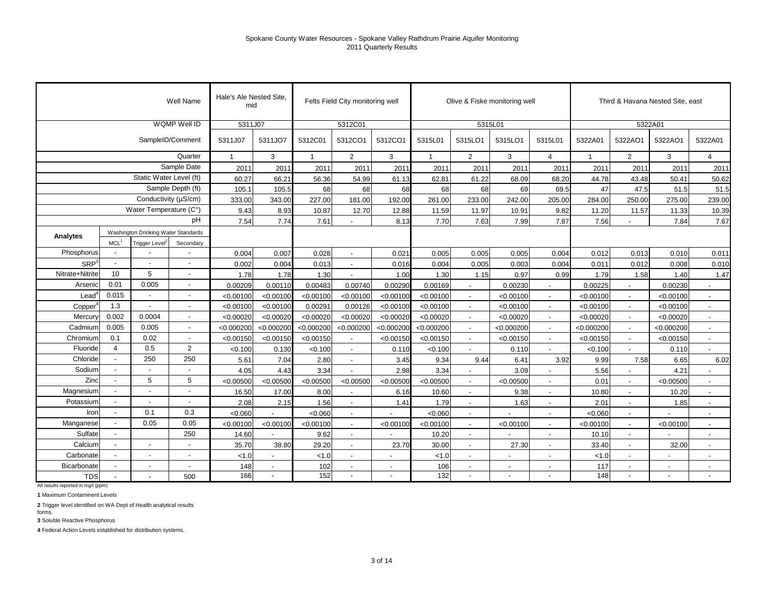# Spokane County Water Resources - Spokane Valley Rathdrum Prairie Aquifer Monitoring
## 2011 Quarterly Results

| | | | Well Name | Hale's Ale Nested Site, mid | | Felts Field City monitoring well | | | Olive & Fiske monitoring well | | | | Third & Havana Nested Site, east | | | |
|---|---|---|---|---|---|---|---|---|---|---|---|---|---|---|---|---|
| | | | WQMP Well ID | 5311J07 | | 5312C01 | | | 5315L01 | | | | 5322A01 | | | |
| | | | SampleID/Comment | 5311J07 | 5311JO7 | 5312C01 | 5312CO1 | 5312CO1 | 5315L01 | 5315LO1 | 5315LO1 | 5315L01 | 5322A01 | 5322AO1 | 5322AO1 | 5322A01 |
| | | | Quarter | 1 | 3 | 1 | 2 | 3 | 1 | 2 | 3 | 4 | 1 | 2 | 3 | 4 |
| | | | Sample Date | 2011 | 2011 | 2011 | 2011 | 2011 | 2011 | 2011 | 2011 | 2011 | 2011 | 2011 | 2011 | 2011 |
| | | | Static Water Level (ft) | 60.27 | 66.21 | 56.36 | 54.99 | 61.13 | 62.81 | 61.22 | 68.09 | 68.20 | 44.78 | 43.48 | 50.41 | 50.62 |
| | | | Sample Depth (ft) | 105.1 | 105.5 | 68 | 68 | 68 | 68 | 68 | 69 | 69.5 | 47 | 47.5 | 51.5 | 51.5 |
| | | | Conductivity (µS/cm) | 333.00 | 343.00 | 227.00 | 181.00 | 192.00 | 261.00 | 233.00 | 242.00 | 205.00 | 284.00 | 250.00 | 275.00 | 239.00 |
| | | | Water Temperature (C°) | 9.43 | 8.93 | 10.87 | 12.70 | 12.88 | 11.59 | 11.97 | 10.91 | 9.82 | 11.20 | 11.57 | 11.33 | 10.39 |
| | | | pH | 7.54 | 7.74 | 7.61 | - | 8.13 | 7.70 | 7.63 | 7.99 | 7.87 | 7.56 | - | 7.84 | 7.67 |
| **Analytes** | Washington Drinking Water Standards | | | | | | | | | | | | | | | |
| | MCL[1] | Trigger Level[2] | Secondary | | | | | | | | | | | | | |
| Phosphorus | - | - | - | 0.004 | 0.007 | 0.028 | - | 0.021 | 0.005 | 0.005 | 0.005 | 0.004 | 0.012 | 0.013 | 0.010 | 0.011 |
| SRP[3] | - | - | - | 0.002 | 0.004 | 0.013 | - | 0.016 | 0.004 | 0.005 | 0.003 | 0.004 | 0.011 | 0.012 | 0.008 | 0.010 |
| Nitrate+Nitrite | 10 | 5 | - | 1.78 | 1.78 | 1.30 | - | 1.00 | 1.30 | 1.15 | 0.97 | 0.99 | 1.79 | 1.58 | 1.40 | 1.47 |
| Arsenic | 0.01 | 0.005 | - | 0.00209 | 0.00110 | 0.00483 | 0.00740 | 0.00290 | 0.00169 | - | 0.00230 | - | 0.00225 | - | 0.00230 | - |
| Lead[4] | 0.015 | - | - | <0.00100 | <0.00100 | <0.00100 | <0.00100 | <0.00100 | <0.00100 | - | <0.00100 | - | <0.00100 | - | <0.00100 | - |
| Copper[4] | 1.3 | - | - | <0.00100 | <0.00100 | 0.00291 | 0.00126 | <0.00100 | <0.00100 | - | <0.00100 | - | <0.00100 | - | <0.00100 | - |
| Mercury | 0.002 | 0.0004 | - | <0.00020 | <0.00020 | <0.00020 | <0.00020 | <0.00020 | <0.00020 | - | <0.00020 | - | <0.00020 | - | <0.00020 | - |
| Cadmium | 0.005 | 0.005 | - | <0.000200 | <0.000200 | <0.000200 | <0.000200 | <0.000200 | <0.000200 | - | <0.000200 | - | <0.000200 | - | <0.000200 | - |
| Chromium | 0.1 | 0.02 | - | <0.00150 | <0.00150 | <0.00150 | - | <0.00150 | <0.00150 | - | <0.00150 | - | <0.00150 | - | <0.00150 | - |
| Fluoride | 4 | 0.5 | 2 | <0.100 | 0.130 | <0.100 | - | 0.110 | <0.100 | - | 0.110 | - | <0.100 | - | 0.110 | - |
| Chloride | - | 250 | 250 | 5.61 | 7.04 | 2.80 | - | 3.45 | 9.34 | 9.44 | 6.41 | 3.92 | 9.99 | 7.58 | 6.65 | 6.02 |
| Sodium | - | - | - | 4.05 | 4.43 | 3.34 | - | 2.98 | 3.34 | - | 3.09 | - | 5.56 | - | 4.21 | - |
| Zinc | - | 5 | 5 | <0.00500 | <0.00500 | <0.00500 | <0.00500 | <0.00500 | <0.00500 | - | <0.00500 | - | 0.01 | - | <0.00500 | - |
| Magnesium | - | - | - | 16.50 | 17.00 | 8.00 | - | 6.16 | 10.60 | - | 9.38 | - | 10.80 | - | 10.20 | - |
| Potassium | - | - | - | 2.08 | 2.15 | 1.56 | - | 1.41 | 1.79 | - | 1.63 | - | 2.01 | - | 1.85 | - |
| Iron | - | 0.1 | 0.3 | <0.060 | - | <0.060 | - | - | <0.060 | - | - | - | <0.060 | - | - | - |
| Manganese | - | 0.05 | 0.05 | <0.00100 | <0.00100 | <0.00100 | - | <0.00100 | <0.00100 | - | <0.00100 | - | <0.00100 | - | <0.00100 | - |
| Sulfate | - | | 250 | 14.60 | - | 9.62 | - | - | 10.20 | - | - | - | 10.10 | - | - | - |
| Calcium | - | - | - | 35.70 | 38.80 | 29.20 | - | 23.70 | 30.00 | - | 27.30 | - | 33.40 | - | 32.00 | - |
| Carbonate | - | - | - | <1.0 | - | <1.0 | - | - | <1.0 | - | - | - | <1.0 | - | - | - |
| Bicarbonate | - | - | - | 148 | - | 102 | - | - | 106 | - | - | - | 117 | - | - | - |
| TDS | - | - | 500 | 166 | - | 152 | - | - | 132 | - | - | - | 148 | - | - | - |

All results reported in mg/l (ppm)

**1** Maximum Contaminent Levels

**2** Trigger level identified on WA Dept of Health analytical results forms.

**3** Soluble Reactive Phosphorus

**4** Federal Action Levels established for distribution systems.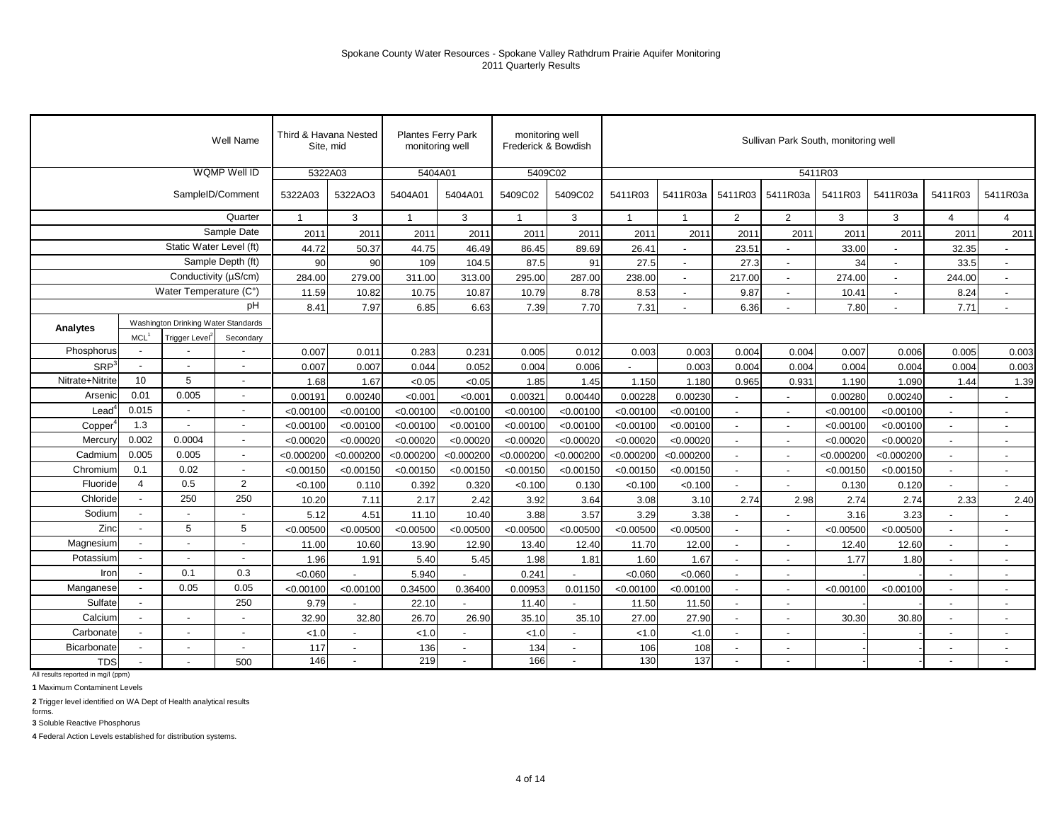# Spokane County Water Resources - Spokane Valley Rathdrum Prairie Aquifer Monitoring
## 2011 Quarterly Results

| | | | Well Name | Third & Havana Nested Site, mid | | Plantes Ferry Park monitoring well | | monitoring well Frederick & Bowdish | | Sullivan Park South, monitoring well | | | | | | | |
|---|---|---|---|---|---|---|---|---|---|---|---|---|---|---|---|---|---|
| | | | WQMP Well ID | 5322A03 | | 5404A01 | | 5409C02 | | 5411R03 | | | | | | | |
| | | | SampleID/Comment | 5322A03 | 5322AO3 | 5404A01 | 5404A01 | 5409C02 | 5409C02 | 5411R03 | 5411R03a | 5411R03 | 5411R03a | 5411R03 | 5411R03a | 5411R03 | 5411R03a |
| | | | Quarter | 1 | 3 | 1 | 3 | 1 | 3 | 1 | 1 | 2 | 2 | 3 | 3 | 4 | 4 |
| | | | Sample Date | 2011 | 2011 | 2011 | 2011 | 2011 | 2011 | 2011 | 2011 | 2011 | 2011 | 2011 | 2011 | 2011 | 2011 |
| | | | Static Water Level (ft) | 44.72 | 50.37 | 44.75 | 46.49 | 86.45 | 89.69 | 26.41 | - | 23.51 | - | 33.00 | - | 32.35 | - |
| | | | Sample Depth (ft) | 90 | 90 | 109 | 104.5 | 87.5 | 91 | 27.5 | - | 27.3 | - | 34 | - | 33.5 | - |
| | | | Conductivity (µS/cm) | 284.00 | 279.00 | 311.00 | 313.00 | 295.00 | 287.00 | 238.00 | - | 217.00 | - | 274.00 | - | 244.00 | - |
| | | | Water Temperature (C°) | 11.59 | 10.82 | 10.75 | 10.87 | 10.79 | 8.78 | 8.53 | - | 9.87 | - | 10.41 | - | 8.24 | - |
| | | | pH | 8.41 | 7.97 | 6.85 | 6.63 | 7.39 | 7.70 | 7.31 | - | 6.36 | - | 7.80 | - | 7.71 | - |
| Analytes | Washington Drinking Water Standards | | | | | | | | | | | | | | | | |
| | MCL[1] | Trigger Level[2] | Secondary | | | | | | | | | | | | | | |
| Phosphorus | - | - | - | 0.007 | 0.011 | 0.283 | 0.231 | 0.005 | 0.012 | 0.003 | 0.003 | 0.004 | 0.004 | 0.007 | 0.006 | 0.005 | 0.003 |
| SRP[3] | - | - | - | 0.007 | 0.007 | 0.044 | 0.052 | 0.004 | 0.006 | - | 0.003 | 0.004 | 0.004 | 0.004 | 0.004 | 0.004 | 0.003 |
| Nitrate+Nitrite | 10 | 5 | - | 1.68 | 1.67 | <0.05 | <0.05 | 1.85 | 1.45 | 1.150 | 1.180 | 0.965 | 0.931 | 1.190 | 1.090 | 1.44 | 1.39 |
| Arsenic | 0.01 | 0.005 | - | 0.00191 | 0.00240 | <0.001 | <0.001 | 0.00321 | 0.00440 | 0.00228 | 0.00230 | - | - | 0.00280 | 0.00240 | - | - |
| Lead[4] | 0.015 | - | - | <0.00100 | <0.00100 | <0.00100 | <0.00100 | <0.00100 | <0.00100 | <0.00100 | <0.00100 | - | - | <0.00100 | <0.00100 | - | - |
| Copper[4] | 1.3 | - | - | <0.00100 | <0.00100 | <0.00100 | <0.00100 | <0.00100 | <0.00100 | <0.00100 | <0.00100 | - | - | <0.00100 | <0.00100 | - | - |
| Mercury | 0.002 | 0.0004 | - | <0.00020 | <0.00020 | <0.00020 | <0.00020 | <0.00020 | <0.00020 | <0.00020 | <0.00020 | - | - | <0.00020 | <0.00020 | - | - |
| Cadmium | 0.005 | 0.005 | - | <0.000200 | <0.000200 | <0.000200 | <0.000200 | <0.000200 | <0.000200 | <0.000200 | <0.000200 | - | - | <0.000200 | <0.000200 | - | - |
| Chromium | 0.1 | 0.02 | - | <0.00150 | <0.00150 | <0.00150 | <0.00150 | <0.00150 | <0.00150 | <0.00150 | <0.00150 | - | - | <0.00150 | <0.00150 | - | - |
| Fluoride | 4 | 0.5 | 2 | <0.100 | 0.110 | 0.392 | 0.320 | <0.100 | 0.130 | <0.100 | <0.100 | - | - | 0.130 | 0.120 | - | - |
| Chloride | - | 250 | 250 | 10.20 | 7.11 | 2.17 | 2.42 | 3.92 | 3.64 | 3.08 | 3.10 | 2.74 | 2.98 | 2.74 | 2.74 | 2.33 | 2.40 |
| Sodium | - | - | - | 5.12 | 4.51 | 11.10 | 10.40 | 3.88 | 3.57 | 3.29 | 3.38 | - | - | 3.16 | 3.23 | - | - |
| Zinc | - | 5 | 5 | <0.00500 | <0.00500 | <0.00500 | <0.00500 | <0.00500 | <0.00500 | <0.00500 | <0.00500 | - | - | <0.00500 | <0.00500 | - | - |
| Magnesium | - | - | - | 11.00 | 10.60 | 13.90 | 12.90 | 13.40 | 12.40 | 11.70 | 12.00 | - | - | 12.40 | 12.60 | - | - |
| Potassium | - | - | - | 1.96 | 1.91 | 5.40 | 5.45 | 1.98 | 1.81 | 1.60 | 1.67 | - | - | 1.77 | 1.80 | - | - |
| Iron | - | 0.1 | 0.3 | <0.060 | - | 5.940 | - | 0.241 | - | <0.060 | <0.060 | - | - | - | - | - | - |
| Manganese | - | 0.05 | 0.05 | <0.00100 | <0.00100 | 0.34500 | 0.36400 | 0.00953 | 0.01150 | <0.00100 | <0.00100 | - | - | <0.00100 | <0.00100 | - | - |
| Sulfate | - | | 250 | 9.79 | - | 22.10 | - | 11.40 | - | 11.50 | 11.50 | - | - | - | - | - | - |
| Calcium | - | - | - | 32.90 | 32.80 | 26.70 | 26.90 | 35.10 | 35.10 | 27.00 | 27.90 | - | - | 30.30 | 30.80 | - | - |
| Carbonate | - | - | - | <1.0 | - | <1.0 | - | <1.0 | - | <1.0 | <1.0 | - | - | - | - | - | - |
| Bicarbonate | - | - | - | 117 | - | 136 | - | 134 | - | 106 | 108 | - | - | - | - | - | - |
| TDS | - | - | 500 | 146 | - | 219 | - | 166 | - | 130 | 137 | - | - | - | - | - | - |

All results reported in mg/l (ppm)

**1** Maximum Contaminent Levels

**2** Trigger level identified on WA Dept of Health analytical results forms.

**3** Soluble Reactive Phosphorus

**4** Federal Action Levels established for distribution systems.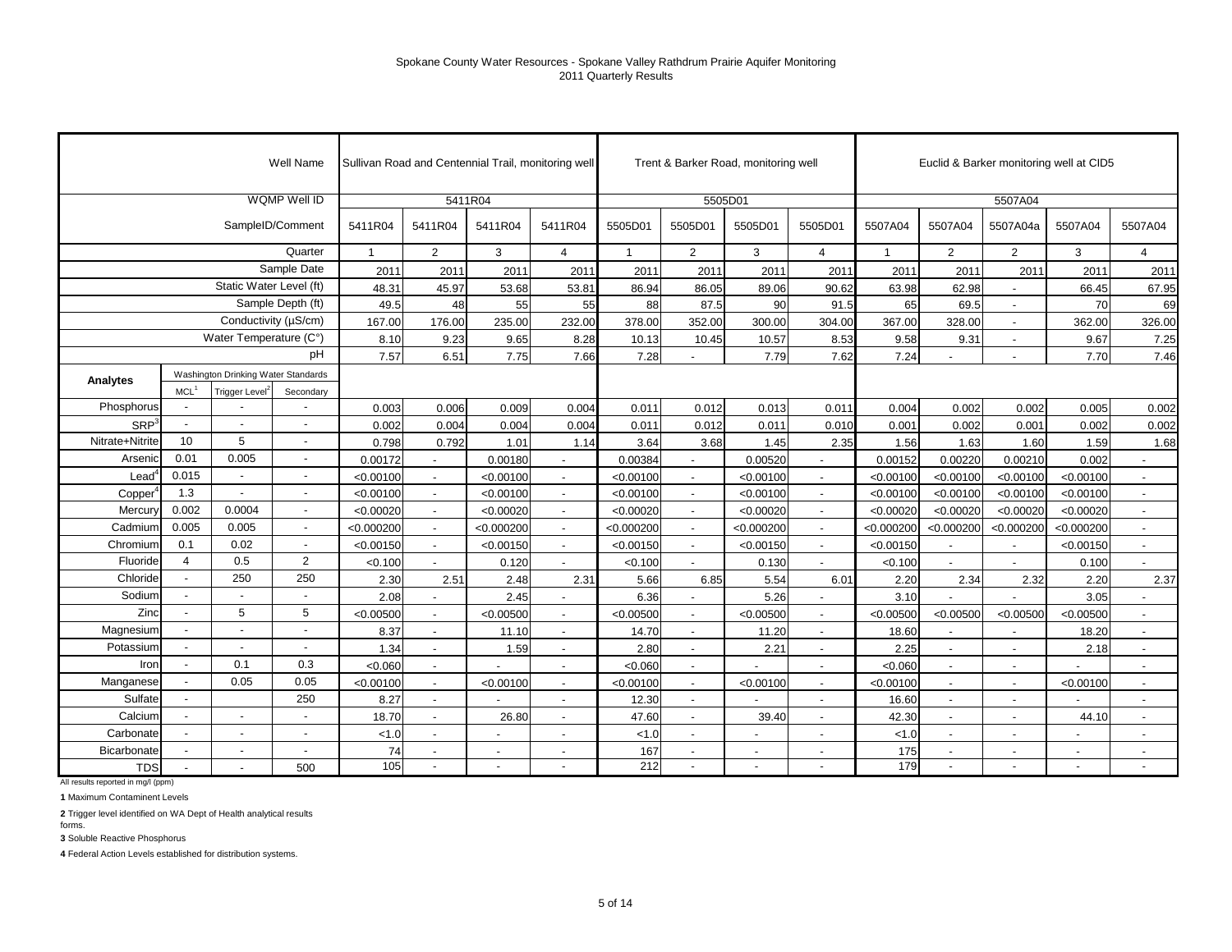# Spokane County Water Resources - Spokane Valley Rathdrum Prairie Aquifer Monitoring
## 2011 Quarterly Results

| | | | Well Name | Sullivan Road and Centennial Trail, monitoring well | | | | Trent & Barker Road, monitoring well | | | | Euclid & Barker monitoring well at CID5 | | | | |
|---|---|---|---|---|---|---|---|---|---|---|---|---|---|---|---|---|
| | | | WQMP Well ID | 5411R04 | | | | 5505D01 | | | | 5507A04 | | | | |
| | | | SampleID/Comment | 5411R04 | 5411R04 | 5411R04 | 5411R04 | 5505D01 | 5505D01 | 5505D01 | 5505D01 | 5507A04 | 5507A04 | 5507A04a | 5507A04 | 5507A04 |
| | | | Quarter | 1 | 2 | 3 | 4 | 1 | 2 | 3 | 4 | 1 | 2 | 2 | 3 | 4 |
| | | | Sample Date | 2011 | 2011 | 2011 | 2011 | 2011 | 2011 | 2011 | 2011 | 2011 | 2011 | 2011 | 2011 | 2011 |
| | | | Static Water Level (ft) | 48.31 | 45.97 | 53.68 | 53.81 | 86.94 | 86.05 | 89.06 | 90.62 | 63.98 | 62.98 | - | 66.45 | 67.95 |
| | | | Sample Depth (ft) | 49.5 | 48 | 55 | 55 | 88 | 87.5 | 90 | 91.5 | 65 | 69.5 | - | 70 | 69 |
| | | | Conductivity (µS/cm) | 167.00 | 176.00 | 235.00 | 232.00 | 378.00 | 352.00 | 300.00 | 304.00 | 367.00 | 328.00 | - | 362.00 | 326.00 |
| | | | Water Temperature (C°) | 8.10 | 9.23 | 9.65 | 8.28 | 10.13 | 10.45 | 10.57 | 8.53 | 9.58 | 9.31 | - | 9.67 | 7.25 |
| | | | pH | 7.57 | 6.51 | 7.75 | 7.66 | 7.28 | - | 7.79 | 7.62 | 7.24 | - | - | 7.70 | 7.46 |
| **Analytes** | Washington Drinking Water Standards | | | | | | | | | | | | | | | |
| | MCL[1] | Trigger Level[2] | Secondary | | | | | | | | | | | | | |
| Phosphorus | - | - | - | 0.003 | 0.006 | 0.009 | 0.004 | 0.011 | 0.012 | 0.013 | 0.011 | 0.004 | 0.002 | 0.002 | 0.005 | 0.002 |
| SRP[3] | - | - | - | 0.002 | 0.004 | 0.004 | 0.004 | 0.011 | 0.012 | 0.011 | 0.010 | 0.001 | 0.002 | 0.001 | 0.002 | 0.002 |
| Nitrate+Nitrite | 10 | 5 | - | 0.798 | 0.792 | 1.01 | 1.14 | 3.64 | 3.68 | 1.45 | 2.35 | 1.56 | 1.63 | 1.60 | 1.59 | 1.68 |
| Arsenic | 0.01 | 0.005 | - | 0.00172 | - | 0.00180 | - | 0.00384 | - | 0.00520 | - | 0.00152 | 0.00220 | 0.00210 | 0.002 | - |
| Lead[4] | 0.015 | - | - | <0.00100 | - | <0.00100 | - | <0.00100 | - | <0.00100 | - | <0.00100 | <0.00100 | <0.00100 | <0.00100 | - |
| Copper[4] | 1.3 | - | - | <0.00100 | - | <0.00100 | - | <0.00100 | - | <0.00100 | - | <0.00100 | <0.00100 | <0.00100 | <0.00100 | - |
| Mercury | 0.002 | 0.0004 | - | <0.00020 | - | <0.00020 | - | <0.00020 | - | <0.00020 | - | <0.00020 | <0.00020 | <0.00020 | <0.00020 | - |
| Cadmium | 0.005 | 0.005 | - | <0.000200 | - | <0.000200 | - | <0.000200 | - | <0.000200 | - | <0.000200 | <0.000200 | <0.000200 | <0.000200 | - |
| Chromium | 0.1 | 0.02 | - | <0.00150 | - | <0.00150 | - | <0.00150 | - | <0.00150 | - | <0.00150 | - | - | <0.00150 | - |
| Fluoride | 4 | 0.5 | 2 | <0.100 | - | 0.120 | - | <0.100 | - | 0.130 | - | <0.100 | - | - | 0.100 | - |
| Chloride | - | 250 | 250 | 2.30 | 2.51 | 2.48 | 2.31 | 5.66 | 6.85 | 5.54 | 6.01 | 2.20 | 2.34 | 2.32 | 2.20 | 2.37 |
| Sodium | - | - | - | 2.08 | - | 2.45 | - | 6.36 | - | 5.26 | - | 3.10 | - | - | 3.05 | - |
| Zinc | - | 5 | 5 | <0.00500 | - | <0.00500 | - | <0.00500 | - | <0.00500 | - | <0.00500 | <0.00500 | <0.00500 | <0.00500 | - |
| Magnesium | - | - | - | 8.37 | - | 11.10 | - | 14.70 | - | 11.20 | - | 18.60 | - | - | 18.20 | - |
| Potassium | - | - | - | 1.34 | - | 1.59 | - | 2.80 | - | 2.21 | - | 2.25 | - | - | 2.18 | - |
| Iron | - | 0.1 | 0.3 | <0.060 | - | - | - | <0.060 | - | - | - | <0.060 | - | - | - | - |
| Manganese | - | 0.05 | 0.05 | <0.00100 | - | <0.00100 | - | <0.00100 | - | <0.00100 | - | <0.00100 | - | - | <0.00100 | - |
| Sulfate | - | | 250 | 8.27 | - | - | - | 12.30 | - | - | - | 16.60 | - | - | - | - |
| Calcium | - | - | - | 18.70 | - | 26.80 | - | 47.60 | - | 39.40 | - | 42.30 | - | - | 44.10 | - |
| Carbonate | - | - | - | <1.0 | - | - | - | <1.0 | - | - | - | <1.0 | - | - | - | - |
| Bicarbonate | - | - | - | 74 | - | - | - | 167 | - | - | - | 175 | - | - | - | - |
| TDS | - | - | 500 | 105 | - | - | - | 212 | - | - | - | 179 | - | - | - | - |

All results reported in mg/l (ppm)

**1** Maximum Contaminent Levels

**2** Trigger level identified on WA Dept of Health analytical results forms.

**3** Soluble Reactive Phosphorus

**4** Federal Action Levels established for distribution systems.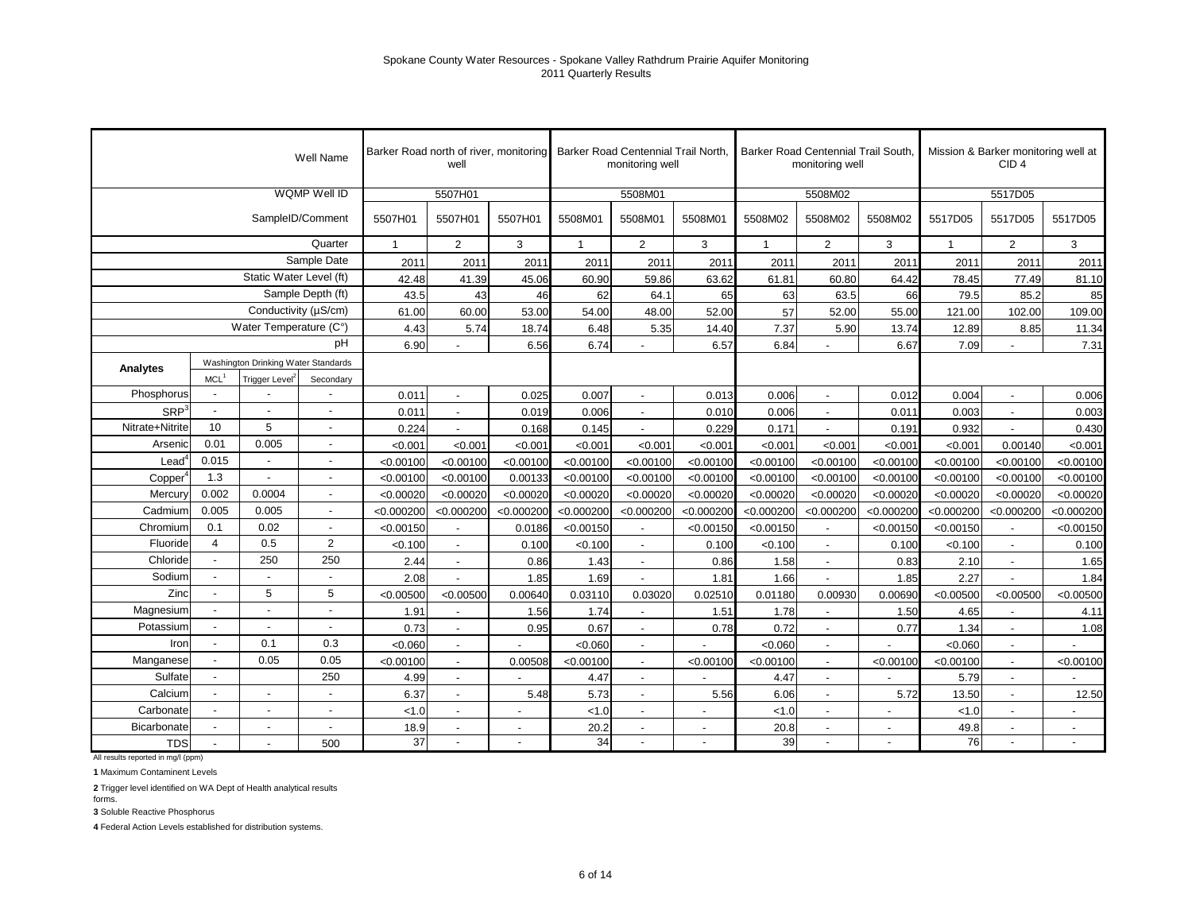Spokane County Water Resources - Spokane Valley Rathdrum Prairie Aquifer Monitoring
2011 Quarterly Results

| | | | Well Name | Barker Road north of river, monitoring well | | | Barker Road Centennial Trail North, monitoring well | | | Barker Road Centennial Trail South, monitoring well | | | Mission & Barker monitoring well at CID 4 | | |
|---|---|---|---|---|---|---|---|---|---|---|---|---|---|---|---|
| | | | WQMP Well ID | 5507H01 | | | 5508M01 | | | 5508M02 | | | 5517D05 | | |
| | | | SampleID/Comment | 5507H01 | 5507H01 | 5507H01 | 5508M01 | 5508M01 | 5508M01 | 5508M02 | 5508M02 | 5508M02 | 5517D05 | 5517D05 | 5517D05 |
| | | | Quarter | 1 | 2 | 3 | 1 | 2 | 3 | 1 | 2 | 3 | 1 | 2 | 3 |
| | | | Sample Date | 2011 | 2011 | 2011 | 2011 | 2011 | 2011 | 2011 | 2011 | 2011 | 2011 | 2011 | 2011 |
| | | | Static Water Level (ft) | 42.48 | 41.39 | 45.06 | 60.90 | 59.86 | 63.62 | 61.81 | 60.80 | 64.42 | 78.45 | 77.49 | 81.10 |
| | | | Sample Depth (ft) | 43.5 | 43 | 46 | 62 | 64.1 | 65 | 63 | 63.5 | 66 | 79.5 | 85.2 | 85 |
| | | | Conductivity (µS/cm) | 61.00 | 60.00 | 53.00 | 54.00 | 48.00 | 52.00 | 57 | 52.00 | 55.00 | 121.00 | 102.00 | 109.00 |
| | | | Water Temperature (C°) | 4.43 | 5.74 | 18.74 | 6.48 | 5.35 | 14.40 | 7.37 | 5.90 | 13.74 | 12.89 | 8.85 | 11.34 |
| | | | pH | 6.90 | - | 6.56 | 6.74 | - | 6.57 | 6.84 | - | 6.67 | 7.09 | - | 7.31 |
| Analytes | Washington Drinking Water Standards | | | | | | | | | | | | | | |
| | MCL[1] | Trigger Level[2] | Secondary | | | | | | | | | | | | |
| Phosphorus | - | - | - | 0.011 | - | 0.025 | 0.007 | - | 0.013 | 0.006 | - | 0.012 | 0.004 | - | 0.006 |
| SRP[3] | - | - | - | 0.011 | - | 0.019 | 0.006 | - | 0.010 | 0.006 | - | 0.011 | 0.003 | - | 0.003 |
| Nitrate+Nitrite | 10 | 5 | - | 0.224 | - | 0.168 | 0.145 | - | 0.229 | 0.171 | - | 0.191 | 0.932 | - | 0.430 |
| Arsenic | 0.01 | 0.005 | - | <0.001 | <0.001 | <0.001 | <0.001 | <0.001 | <0.001 | <0.001 | <0.001 | <0.001 | <0.001 | 0.00140 | <0.001 |
| Lead[4] | 0.015 | - | - | <0.00100 | <0.00100 | <0.00100 | <0.00100 | <0.00100 | <0.00100 | <0.00100 | <0.00100 | <0.00100 | <0.00100 | <0.00100 | <0.00100 |
| Copper[4] | 1.3 | - | - | <0.00100 | <0.00100 | 0.00133 | <0.00100 | <0.00100 | <0.00100 | <0.00100 | <0.00100 | <0.00100 | <0.00100 | <0.00100 | <0.00100 |
| Mercury | 0.002 | 0.0004 | - | <0.00020 | <0.00020 | <0.00020 | <0.00020 | <0.00020 | <0.00020 | <0.00020 | <0.00020 | <0.00020 | <0.00020 | <0.00020 | <0.00020 |
| Cadmium | 0.005 | 0.005 | - | <0.000200 | <0.000200 | <0.000200 | <0.000200 | <0.000200 | <0.000200 | <0.000200 | <0.000200 | <0.000200 | <0.000200 | <0.000200 | <0.000200 |
| Chromium | 0.1 | 0.02 | - | <0.00150 | - | 0.0186 | <0.00150 | - | <0.00150 | <0.00150 | - | <0.00150 | <0.00150 | - | <0.00150 |
| Fluoride | 4 | 0.5 | 2 | <0.100 | - | 0.100 | <0.100 | - | 0.100 | <0.100 | - | 0.100 | <0.100 | - | 0.100 |
| Chloride | - | 250 | 250 | 2.44 | - | 0.86 | 1.43 | - | 0.86 | 1.58 | - | 0.83 | 2.10 | - | 1.65 |
| Sodium | - | - | - | 2.08 | - | 1.85 | 1.69 | - | 1.81 | 1.66 | - | 1.85 | 2.27 | - | 1.84 |
| Zinc | - | 5 | 5 | <0.00500 | <0.00500 | 0.00640 | 0.03110 | 0.03020 | 0.02510 | 0.01180 | 0.00930 | 0.00690 | <0.00500 | <0.00500 | <0.00500 |
| Magnesium | - | - | - | 1.91 | - | 1.56 | 1.74 | - | 1.51 | 1.78 | - | 1.50 | 4.65 | - | 4.11 |
| Potassium | - | - | - | 0.73 | - | 0.95 | 0.67 | - | 0.78 | 0.72 | - | 0.77 | 1.34 | - | 1.08 |
| Iron | - | 0.1 | 0.3 | <0.060 | - | - | <0.060 | - | - | <0.060 | - | - | <0.060 | - | - |
| Manganese | - | 0.05 | 0.05 | <0.00100 | - | 0.00508 | <0.00100 | - | <0.00100 | <0.00100 | - | <0.00100 | <0.00100 | - | <0.00100 |
| Sulfate | - | | 250 | 4.99 | - | - | 4.47 | - | - | 4.47 | - | - | 5.79 | - | - |
| Calcium | - | - | - | 6.37 | - | 5.48 | 5.73 | - | 5.56 | 6.06 | - | 5.72 | 13.50 | - | 12.50 |
| Carbonate | - | - | - | <1.0 | - | - | <1.0 | - | - | <1.0 | - | - | <1.0 | - | - |
| Bicarbonate | - | - | - | 18.9 | - | - | 20.2 | - | - | 20.8 | - | - | 49.8 | - | - |
| TDS | - | - | 500 | 37 | - | - | 34 | - | - | 39 | - | - | 76 | - | - |

All results reported in mg/l (ppm)

**1** Maximum Contaminent Levels

**2** Trigger level identified on WA Dept of Health analytical results forms.

**3** Soluble Reactive Phosphorus

**4** Federal Action Levels established for distribution systems.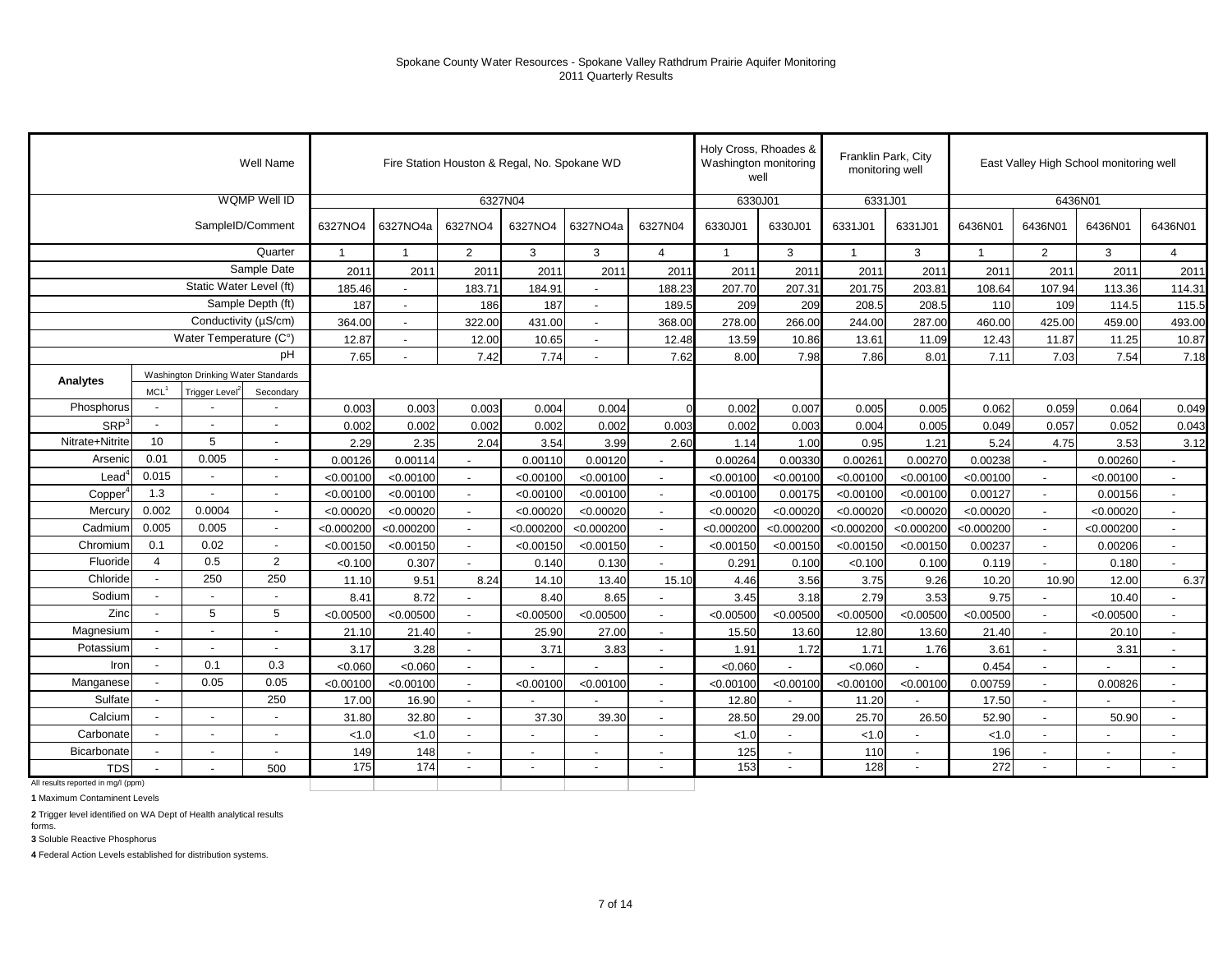Spokane County Water Resources - Spokane Valley Rathdrum Prairie Aquifer Monitoring
2011 Quarterly Results

| | | | Well Name | Fire Station Houston & Regal, No. Spokane WD | | | | | | Holy Cross, Rhoades & Washington monitoring well | | Franklin Park, City monitoring well | | East Valley High School monitoring well | | | |
|---|---|---|---|---|---|---|---|---|---|---|---|---|---|---|---|---|---|
| | | | WQMP Well ID | 6327N04 | | | | | | 6330J01 | | 6331J01 | | 6436N01 | | | |
| | | | SampleID/Comment | 6327NO4 | 6327NO4a | 6327NO4 | 6327NO4 | 6327NO4a | 6327N04 | 6330J01 | 6330J01 | 6331J01 | 6331J01 | 6436N01 | 6436N01 | 6436N01 | 6436N01 |
| | | | Quarter | 1 | 1 | 2 | 3 | 3 | 4 | 1 | 3 | 1 | 3 | 1 | 2 | 3 | 4 |
| | | | Sample Date | 2011 | 2011 | 2011 | 2011 | 2011 | 2011 | 2011 | 2011 | 2011 | 2011 | 2011 | 2011 | 2011 | 2011 |
| | | | Static Water Level (ft) | 185.46 | - | 183.71 | 184.91 | - | 188.23 | 207.70 | 207.31 | 201.75 | 203.81 | 108.64 | 107.94 | 113.36 | 114.31 |
| | | | Sample Depth (ft) | 187 | - | 186 | 187 | - | 189.5 | 209 | 209 | 208.5 | 208.5 | 110 | 109 | 114.5 | 115.5 |
| | | | Conductivity (µS/cm) | 364.00 | - | 322.00 | 431.00 | - | 368.00 | 278.00 | 266.00 | 244.00 | 287.00 | 460.00 | 425.00 | 459.00 | 493.00 |
| | | | Water Temperature (C°) | 12.87 | - | 12.00 | 10.65 | - | 12.48 | 13.59 | 10.86 | 13.61 | 11.09 | 12.43 | 11.87 | 11.25 | 10.87 |
| | | | pH | 7.65 | - | 7.42 | 7.74 | - | 7.62 | 8.00 | 7.98 | 7.86 | 8.01 | 7.11 | 7.03 | 7.54 | 7.18 |
| Analytes | Washington Drinking Water Standards | | | | | | | | | | | | | | | | |
| | MCL[1] | Trigger Level[2] | Secondary | | | | | | | | | | | | | | |
| Phosphorus | - | - | - | 0.003 | 0.003 | 0.003 | 0.004 | 0.004 | 0 | 0.002 | 0.007 | 0.005 | 0.005 | 0.062 | 0.059 | 0.064 | 0.049 |
| SRP[3] | - | - | - | 0.002 | 0.002 | 0.002 | 0.002 | 0.002 | 0.003 | 0.002 | 0.003 | 0.004 | 0.005 | 0.049 | 0.057 | 0.052 | 0.043 |
| Nitrate+Nitrite | 10 | 5 | - | 2.29 | 2.35 | 2.04 | 3.54 | 3.99 | 2.60 | 1.14 | 1.00 | 0.95 | 1.21 | 5.24 | 4.75 | 3.53 | 3.12 |
| Arsenic | 0.01 | 0.005 | - | 0.00126 | 0.00114 | - | 0.00110 | 0.00120 | - | 0.00264 | 0.00330 | 0.00261 | 0.00270 | 0.00238 | - | 0.00260 | - |
| Lead[4] | 0.015 | - | - | <0.00100 | <0.00100 | - | <0.00100 | <0.00100 | - | <0.00100 | <0.00100 | <0.00100 | <0.00100 | <0.00100 | - | <0.00100 | - |
| Copper[4] | 1.3 | - | - | <0.00100 | <0.00100 | - | <0.00100 | <0.00100 | - | <0.00100 | 0.00175 | <0.00100 | <0.00100 | 0.00127 | - | 0.00156 | - |
| Mercury | 0.002 | 0.0004 | - | <0.00020 | <0.00020 | - | <0.00020 | <0.00020 | - | <0.00020 | <0.00020 | <0.00020 | <0.00020 | <0.00020 | - | <0.00020 | - |
| Cadmium | 0.005 | 0.005 | - | <0.000200 | <0.000200 | - | <0.000200 | <0.000200 | - | <0.000200 | <0.000200 | <0.000200 | <0.000200 | <0.000200 | - | <0.000200 | - |
| Chromium | 0.1 | 0.02 | - | <0.00150 | <0.00150 | - | <0.00150 | <0.00150 | - | <0.00150 | <0.00150 | <0.00150 | <0.00150 | 0.00237 | - | 0.00206 | - |
| Fluoride | 4 | 0.5 | 2 | <0.100 | 0.307 | - | 0.140 | 0.130 | - | 0.291 | 0.100 | <0.100 | 0.100 | 0.119 | - | 0.180 | - |
| Chloride | - | 250 | 250 | 11.10 | 9.51 | 8.24 | 14.10 | 13.40 | 15.10 | 4.46 | 3.56 | 3.75 | 9.26 | 10.20 | 10.90 | 12.00 | 6.37 |
| Sodium | - | - | - | 8.41 | 8.72 | - | 8.40 | 8.65 | - | 3.45 | 3.18 | 2.79 | 3.53 | 9.75 | - | 10.40 | - |
| Zinc | - | 5 | 5 | <0.00500 | <0.00500 | - | <0.00500 | <0.00500 | - | <0.00500 | <0.00500 | <0.00500 | <0.00500 | <0.00500 | - | <0.00500 | - |
| Magnesium | - | - | - | 21.10 | 21.40 | - | 25.90 | 27.00 | - | 15.50 | 13.60 | 12.80 | 13.60 | 21.40 | - | 20.10 | - |
| Potassium | - | - | - | 3.17 | 3.28 | - | 3.71 | 3.83 | - | 1.91 | 1.72 | 1.71 | 1.76 | 3.61 | - | 3.31 | - |
| Iron | - | 0.1 | 0.3 | <0.060 | <0.060 | - | - | - | - | <0.060 | - | <0.060 | - | 0.454 | - | - | - |
| Manganese | - | 0.05 | 0.05 | <0.00100 | <0.00100 | - | <0.00100 | <0.00100 | - | <0.00100 | <0.00100 | <0.00100 | <0.00100 | 0.00759 | - | 0.00826 | - |
| Sulfate | - | | 250 | 17.00 | 16.90 | - | - | - | - | 12.80 | - | 11.20 | - | 17.50 | - | - | - |
| Calcium | - | - | - | 31.80 | 32.80 | - | 37.30 | 39.30 | - | 28.50 | 29.00 | 25.70 | 26.50 | 52.90 | - | 50.90 | - |
| Carbonate | - | - | - | <1.0 | <1.0 | - | - | - | - | <1.0 | - | <1.0 | - | <1.0 | - | - | - |
| Bicarbonate | - | - | - | 149 | 148 | - | - | - | - | 125 | - | 110 | - | 196 | - | - | - |
| TDS | - | - | 500 | 175 | 174 | - | - | - | - | 153 | - | 128 | - | 272 | - | - | - |

All results reported in mg/l (ppm)

**1** Maximum Contaminent Levels

**2** Trigger level identified on WA Dept of Health analytical results forms.

**3** Soluble Reactive Phosphorus

**4** Federal Action Levels established for distribution systems.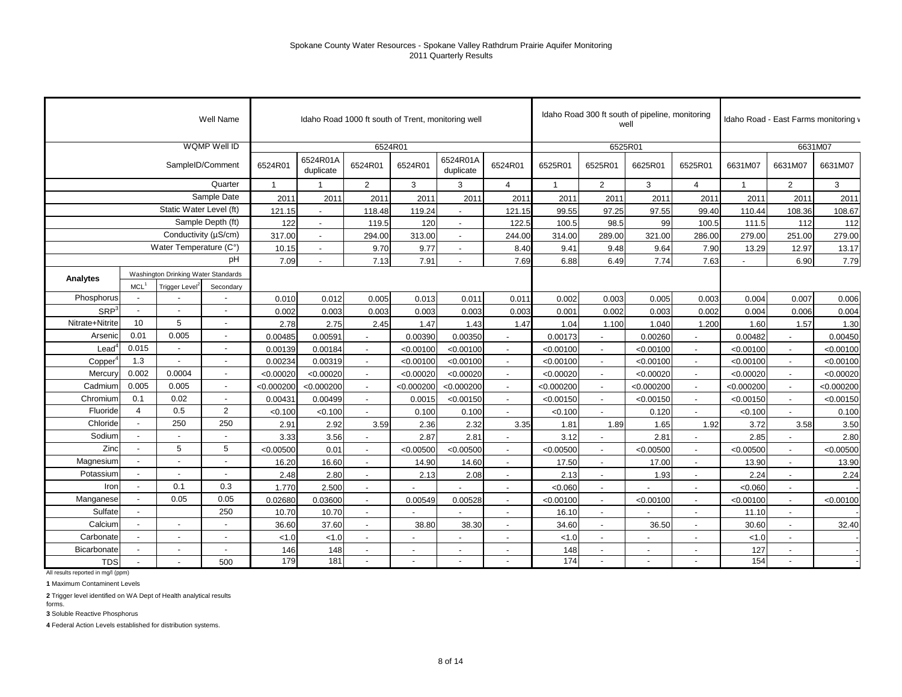# Spokane County Water Resources - Spokane Valley Rathdrum Prairie Aquifer Monitoring
## 2011 Quarterly Results

| | | | Well Name | Idaho Road 1000 ft south of Trent, monitoring well | | | | | | Idaho Road 300 ft south of pipeline, monitoring well | | | | Idaho Road - East Farms monitoring w | | |
|---|---|---|---|---|---|---|---|---|---|---|---|---|---|---|---|---|
| | | | WQMP Well ID | 6524R01 | | | | | | 6525R01 | | | | 6631M07 | | |
| | | | SampleID/Comment | 6524R01 | 6524R01A duplicate | 6524R01 | 6524R01 | 6524R01A duplicate | 6524R01 | 6525R01 | 6525R01 | 6625R01 | 6525R01 | 6631M07 | 6631M07 | 6631M07 |
| | | | Quarter | 1 | 1 | 2 | 3 | 3 | 4 | 1 | 2 | 3 | 4 | 1 | 2 | 3 |
| | | | Sample Date | 2011 | 2011 | 2011 | 2011 | 2011 | 2011 | 2011 | 2011 | 2011 | 2011 | 2011 | 2011 | 2011 |
| | | | Static Water Level (ft) | 121.15 | - | 118.48 | 119.24 | - | 121.15 | 99.55 | 97.25 | 97.55 | 99.40 | 110.44 | 108.36 | 108.67 |
| | | | Sample Depth (ft) | 122 | - | 119.5 | 120 | - | 122.5 | 100.5 | 98.5 | 99 | 100.5 | 111.5 | 112 | 112 |
| | | | Conductivity (µS/cm) | 317.00 | - | 294.00 | 313.00 | - | 244.00 | 314.00 | 289.00 | 321.00 | 286.00 | 279.00 | 251.00 | 279.00 |
| | | | Water Temperature (C°) | 10.15 | - | 9.70 | 9.77 | - | 8.40 | 9.41 | 9.48 | 9.64 | 7.90 | 13.29 | 12.97 | 13.17 |
| | | | pH | 7.09 | - | 7.13 | 7.91 | - | 7.69 | 6.88 | 6.49 | 7.74 | 7.63 | - | 6.90 | 7.79 |
| Analytes | Washington Drinking Water Standards | | | | | | | | | | | | | | | |
| | MCL[1] | Trigger Level[2] | Secondary | | | | | | | | | | | | | |
| Phosphorus | - | - | - | 0.010 | 0.012 | 0.005 | 0.013 | 0.011 | 0.011 | 0.002 | 0.003 | 0.005 | 0.003 | 0.004 | 0.007 | 0.006 |
| SRP[3] | - | - | - | 0.002 | 0.003 | 0.003 | 0.003 | 0.003 | 0.003 | 0.001 | 0.002 | 0.003 | 0.002 | 0.004 | 0.006 | 0.004 |
| Nitrate+Nitrite | 10 | 5 | - | 2.78 | 2.75 | 2.45 | 1.47 | 1.43 | 1.47 | 1.04 | 1.100 | 1.040 | 1.200 | 1.60 | 1.57 | 1.30 |
| Arsenic | 0.01 | 0.005 | - | 0.00485 | 0.00591 | - | 0.00390 | 0.00350 | - | 0.00173 | - | 0.00260 | - | 0.00482 | - | 0.00450 |
| Lead[4] | 0.015 | - | - | 0.00139 | 0.00184 | - | <0.00100 | <0.00100 | - | <0.00100 | - | <0.00100 | - | <0.00100 | - | <0.00100 |
| Copper[4] | 1.3 | - | - | 0.00234 | 0.00319 | - | <0.00100 | <0.00100 | - | <0.00100 | - | <0.00100 | - | <0.00100 | - | <0.00100 |
| Mercury | 0.002 | 0.0004 | - | <0.00020 | <0.00020 | - | <0.00020 | <0.00020 | - | <0.00020 | - | <0.00020 | - | <0.00020 | - | <0.00020 |
| Cadmium | 0.005 | 0.005 | - | <0.000200 | <0.000200 | - | <0.000200 | <0.000200 | - | <0.000200 | - | <0.000200 | - | <0.000200 | - | <0.000200 |
| Chromium | 0.1 | 0.02 | - | 0.00431 | 0.00499 | - | 0.0015 | <0.00150 | - | <0.00150 | - | <0.00150 | - | <0.00150 | - | <0.00150 |
| Fluoride | 4 | 0.5 | 2 | <0.100 | <0.100 | - | 0.100 | 0.100 | - | <0.100 | - | 0.120 | - | <0.100 | - | 0.100 |
| Chloride | - | 250 | 250 | 2.91 | 2.92 | 3.59 | 2.36 | 2.32 | 3.35 | 1.81 | 1.89 | 1.65 | 1.92 | 3.72 | 3.58 | 3.50 |
| Sodium | - | - | - | 3.33 | 3.56 | - | 2.87 | 2.81 | - | 3.12 | - | 2.81 | - | 2.85 | - | 2.80 |
| Zinc | - | 5 | 5 | <0.00500 | 0.01 | - | <0.00500 | <0.00500 | - | <0.00500 | - | <0.00500 | - | <0.00500 | - | <0.00500 |
| Magnesium | - | - | - | 16.20 | 16.60 | - | 14.90 | 14.60 | - | 17.50 | - | 17.00 | - | 13.90 | - | 13.90 |
| Potassium | - | - | - | 2.48 | 2.80 | - | 2.13 | 2.08 | - | 2.13 | - | 1.93 | - | 2.24 | - | 2.24 |
| Iron | - | 0.1 | 0.3 | 1.770 | 2.500 | - | - | - | - | <0.060 | - | - | - | <0.060 | - | - |
| Manganese | - | 0.05 | 0.05 | 0.02680 | 0.03600 | - | 0.00549 | 0.00528 | - | <0.00100 | - | <0.00100 | - | <0.00100 | - | <0.00100 |
| Sulfate | - | | 250 | 10.70 | 10.70 | - | - | - | - | 16.10 | - | - | - | 11.10 | - | - |
| Calcium | - | - | - | 36.60 | 37.60 | - | 38.80 | 38.30 | - | 34.60 | - | 36.50 | - | 30.60 | - | 32.40 |
| Carbonate | - | - | - | <1.0 | <1.0 | - | - | - | - | <1.0 | - | - | - | <1.0 | - | - |
| Bicarbonate | - | - | - | 146 | 148 | - | - | - | - | 148 | - | - | - | 127 | - | - |
| TDS | - | - | 500 | 179 | 181 | - | - | - | - | 174 | - | - | - | 154 | - | - |

All results reported in mg/l (ppm)

**1** Maximum Contaminent Levels

**2** Trigger level identified on WA Dept of Health analytical results forms.

**3** Soluble Reactive Phosphorus

**4** Federal Action Levels established for distribution systems.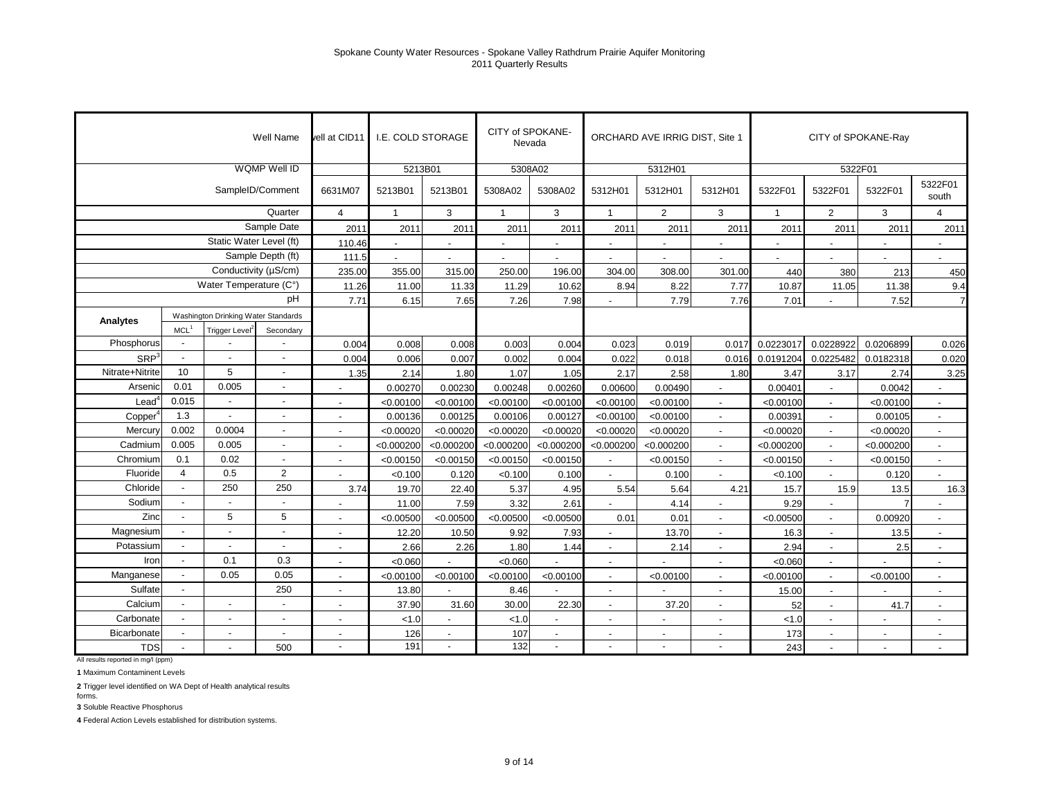# Spokane County Water Resources - Spokane Valley Rathdrum Prairie Aquifer Monitoring
## 2011 Quarterly Results

| Well Name | | | | Well at CID11 | I.E. COLD STORAGE | | CITY of SPOKANE-Nevada | | ORCHARD AVE IRRIG DIST, Site 1 | | | CITY of SPOKANE-Ray | | | |
|---|---|---|---|---|---|---|---|---|---|---|---|---|---|---|---|
| WQMP Well ID | | | | | 5213B01 | | 5308A02 | | 5312H01 | | | 5322F01 | | | |
| SampleID/Comment | | | | 6631M07 | 5213B01 | 5213B01 | 5308A02 | 5308A02 | 5312H01 | 5312H01 | 5312H01 | 5322F01 | 5322F01 | 5322F01 | 5322F01 south |
| Quarter | | | | 4 | 1 | 3 | 1 | 3 | 1 | 2 | 3 | 1 | 2 | 3 | 4 |
| Sample Date | | | | 2011 | 2011 | 2011 | 2011 | 2011 | 2011 | 2011 | 2011 | 2011 | 2011 | 2011 | 2011 |
| Static Water Level (ft) | | | | 110.46 | - | - | - | - | - | - | - | - | - | - | - |
| Sample Depth (ft) | | | | 111.5 | - | - | - | - | - | - | - | - | - | - | - |
| Conductivity (µS/cm) | | | | 235.00 | 355.00 | 315.00 | 250.00 | 196.00 | 304.00 | 308.00 | 301.00 | 440 | 380 | 213 | 450 |
| Water Temperature (C°) | | | | 11.26 | 11.00 | 11.33 | 11.29 | 10.62 | 8.94 | 8.22 | 7.77 | 10.87 | 11.05 | 11.38 | 9.4 |
| pH | | | | 7.71 | 6.15 | 7.65 | 7.26 | 7.98 | - | 7.79 | 7.76 | 7.01 | - | 7.52 | 7 |
| **Analytes** | Washington Drinking Water Standards | | | | | | | | | | | | | | |
| | MCL[1] | Trigger Level[2] | Secondary | | | | | | | | | | | | |
| Phosphorus | - | - | - | 0.004 | 0.008 | 0.008 | 0.003 | 0.004 | 0.023 | 0.019 | 0.017 | 0.0223017 | 0.0228922 | 0.0206899 | 0.026 |
| SRP[3] | - | - | - | 0.004 | 0.006 | 0.007 | 0.002 | 0.004 | 0.022 | 0.018 | 0.016 | 0.0191204 | 0.0225482 | 0.0182318 | 0.020 |
| Nitrate+Nitrite | 10 | 5 | - | 1.35 | 2.14 | 1.80 | 1.07 | 1.05 | 2.17 | 2.58 | 1.80 | 3.47 | 3.17 | 2.74 | 3.25 |
| Arsenic | 0.01 | 0.005 | - | - | 0.00270 | 0.00230 | 0.00248 | 0.00260 | 0.00600 | 0.00490 | - | 0.00401 | - | 0.0042 | - |
| Lead[4] | 0.015 | - | - | - | <0.00100 | <0.00100 | <0.00100 | <0.00100 | <0.00100 | <0.00100 | - | <0.00100 | - | <0.00100 | - |
| Copper[4] | 1.3 | - | - | - | 0.00136 | 0.00125 | 0.00106 | 0.00127 | <0.00100 | <0.00100 | - | 0.00391 | - | 0.00105 | - |
| Mercury | 0.002 | 0.0004 | - | - | <0.00020 | <0.00020 | <0.00020 | <0.00020 | <0.00020 | <0.00020 | - | <0.00020 | - | <0.00020 | - |
| Cadmium | 0.005 | 0.005 | - | - | <0.000200 | <0.000200 | <0.000200 | <0.000200 | <0.000200 | <0.000200 | - | <0.000200 | - | <0.000200 | - |
| Chromium | 0.1 | 0.02 | - | - | <0.00150 | <0.00150 | <0.00150 | <0.00150 | - | <0.00150 | - | <0.00150 | - | <0.00150 | - |
| Fluoride | 4 | 0.5 | 2 | - | <0.100 | 0.120 | <0.100 | 0.100 | - | 0.100 | - | <0.100 | - | 0.120 | - |
| Chloride | - | 250 | 250 | 3.74 | 19.70 | 22.40 | 5.37 | 4.95 | 5.54 | 5.64 | 4.21 | 15.7 | 15.9 | 13.5 | 16.3 |
| Sodium | - | - | - | - | 11.00 | 7.59 | 3.32 | 2.61 | - | 4.14 | - | 9.29 | - | 7 | - |
| Zinc | - | 5 | 5 | - | <0.00500 | <0.00500 | <0.00500 | <0.00500 | 0.01 | 0.01 | - | <0.00500 | - | 0.00920 | - |
| Magnesium | - | - | - | - | 12.20 | 10.50 | 9.92 | 7.93 | - | 13.70 | - | 16.3 | - | 13.5 | - |
| Potassium | - | - | - | - | 2.66 | 2.26 | 1.80 | 1.44 | - | 2.14 | - | 2.94 | - | 2.5 | - |
| Iron | - | 0.1 | 0.3 | - | <0.060 | - | <0.060 | - | - | - | - | <0.060 | - | - | - |
| Manganese | - | 0.05 | 0.05 | - | <0.00100 | <0.00100 | <0.00100 | <0.00100 | - | <0.00100 | - | <0.00100 | - | <0.00100 | - |
| Sulfate | - | | 250 | - | 13.80 | - | 8.46 | - | - | - | - | 15.00 | - | - | - |
| Calcium | - | - | - | - | 37.90 | 31.60 | 30.00 | 22.30 | - | 37.20 | - | 52 | - | 41.7 | - |
| Carbonate | - | - | - | - | <1.0 | - | <1.0 | - | - | - | - | <1.0 | - | - | - |
| Bicarbonate | - | - | - | - | 126 | - | 107 | - | - | - | - | 173 | - | - | - |
| TDS | - | - | 500 | - | 191 | - | 132 | - | - | - | - | 243 | - | - | - |

All results reported in mg/l (ppm)

**1** Maximum Contaminent Levels

**2** Trigger level identified on WA Dept of Health analytical results forms.

**3** Soluble Reactive Phosphorus

**4** Federal Action Levels established for distribution systems.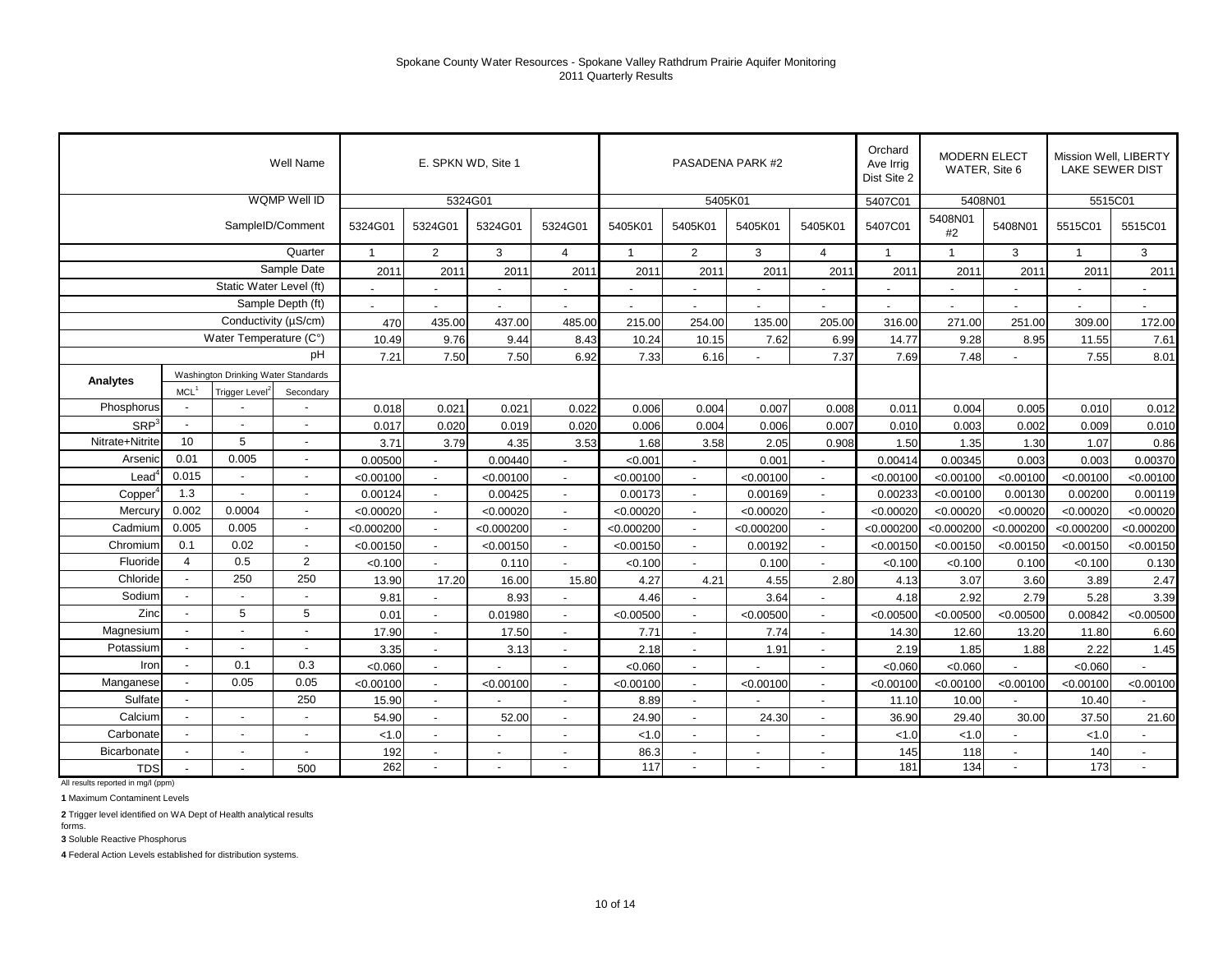Spokane County Water Resources - Spokane Valley Rathdrum Prairie Aquifer Monitoring
2011 Quarterly Results

| | | | Well Name | E. SPKN WD, Site 1 | | | | PASADENA PARK #2 | | | | Orchard Ave Irrig Dist Site 2 | MODERN ELECT WATER, Site 6 | | Mission Well, LIBERTY LAKE SEWER DIST | |
|---|---|---|---|---|---|---|---|---|---|---|---|---|---|---|---|---|
| | | | WQMP Well ID | 5324G01 | | | | 5405K01 | | | | 5407C01 | 5408N01 | | 5515C01 | |
| | | | SampleID/Comment | 5324G01 | 5324G01 | 5324G01 | 5324G01 | 5405K01 | 5405K01 | 5405K01 | 5405K01 | 5407C01 | 5408N01 #2 | 5408N01 | 5515C01 | 5515C01 |
| | | | Quarter | 1 | 2 | 3 | 4 | 1 | 2 | 3 | 4 | 1 | 1 | 3 | 1 | 3 |
| | | | Sample Date | 2011 | 2011 | 2011 | 2011 | 2011 | 2011 | 2011 | 2011 | 2011 | 2011 | 2011 | 2011 | 2011 |
| | | | Static Water Level (ft) | - | - | - | - | - | - | - | - | - | - | - | - | - |
| | | | Sample Depth (ft) | - | - | - | - | - | - | - | - | - | - | - | - | - |
| | | | Conductivity (µS/cm) | 470 | 435.00 | 437.00 | 485.00 | 215.00 | 254.00 | 135.00 | 205.00 | 316.00 | 271.00 | 251.00 | 309.00 | 172.00 |
| | | | Water Temperature (C°) | 10.49 | 9.76 | 9.44 | 8.43 | 10.24 | 10.15 | 7.62 | 6.99 | 14.77 | 9.28 | 8.95 | 11.55 | 7.61 |
| | | | pH | 7.21 | 7.50 | 7.50 | 6.92 | 7.33 | 6.16 | - | 7.37 | 7.69 | 7.48 | - | 7.55 | 8.01 |
| Analytes | Washington Drinking Water Standards | | | | | | | | | | | | | | | |
| | MCL[1] | Trigger Level[2] | Secondary | | | | | | | | | | | | | |
| Phosphorus | - | - | - | 0.018 | 0.021 | 0.021 | 0.022 | 0.006 | 0.004 | 0.007 | 0.008 | 0.011 | 0.004 | 0.005 | 0.010 | 0.012 |
| SRP[3] | - | - | - | 0.017 | 0.020 | 0.019 | 0.020 | 0.006 | 0.004 | 0.006 | 0.007 | 0.010 | 0.003 | 0.002 | 0.009 | 0.010 |
| Nitrate+Nitrite | 10 | 5 | - | 3.71 | 3.79 | 4.35 | 3.53 | 1.68 | 3.58 | 2.05 | 0.908 | 1.50 | 1.35 | 1.30 | 1.07 | 0.86 |
| Arsenic | 0.01 | 0.005 | - | 0.00500 | - | 0.00440 | - | <0.001 | - | 0.001 | - | 0.00414 | 0.00345 | 0.003 | 0.003 | 0.00370 |
| Lead[4] | 0.015 | - | - | <0.00100 | - | <0.00100 | - | <0.00100 | - | <0.00100 | - | <0.00100 | <0.00100 | <0.00100 | <0.00100 | <0.00100 |
| Copper[4] | 1.3 | - | - | 0.00124 | - | 0.00425 | - | 0.00173 | - | 0.00169 | - | 0.00233 | <0.00100 | 0.00130 | 0.00200 | 0.00119 |
| Mercury | 0.002 | 0.0004 | - | <0.00020 | - | <0.00020 | - | <0.00020 | - | <0.00020 | - | <0.00020 | <0.00020 | <0.00020 | <0.00020 | <0.00020 |
| Cadmium | 0.005 | 0.005 | - | <0.000200 | - | <0.000200 | - | <0.000200 | - | <0.000200 | - | <0.000200 | <0.000200 | <0.000200 | <0.000200 | <0.000200 |
| Chromium | 0.1 | 0.02 | - | <0.00150 | - | <0.00150 | - | <0.00150 | - | 0.00192 | - | <0.00150 | <0.00150 | <0.00150 | <0.00150 | <0.00150 |
| Fluoride | 4 | 0.5 | 2 | <0.100 | - | 0.110 | - | <0.100 | - | 0.100 | - | <0.100 | <0.100 | 0.100 | <0.100 | 0.130 |
| Chloride | - | 250 | 250 | 13.90 | 17.20 | 16.00 | 15.80 | 4.27 | 4.21 | 4.55 | 2.80 | 4.13 | 3.07 | 3.60 | 3.89 | 2.47 |
| Sodium | - | - | - | 9.81 | - | 8.93 | - | 4.46 | - | 3.64 | - | 4.18 | 2.92 | 2.79 | 5.28 | 3.39 |
| Zinc | - | 5 | 5 | 0.01 | - | 0.01980 | - | <0.00500 | - | <0.00500 | - | <0.00500 | <0.00500 | <0.00500 | 0.00842 | <0.00500 |
| Magnesium | - | - | - | 17.90 | - | 17.50 | - | 7.71 | - | 7.74 | - | 14.30 | 12.60 | 13.20 | 11.80 | 6.60 |
| Potassium | - | - | - | 3.35 | - | 3.13 | - | 2.18 | - | 1.91 | - | 2.19 | 1.85 | 1.88 | 2.22 | 1.45 |
| Iron | - | 0.1 | 0.3 | <0.060 | - | - | - | <0.060 | - | - | - | <0.060 | <0.060 | - | <0.060 | - |
| Manganese | - | 0.05 | 0.05 | <0.00100 | - | <0.00100 | - | <0.00100 | - | <0.00100 | - | <0.00100 | <0.00100 | <0.00100 | <0.00100 | <0.00100 |
| Sulfate | - | | 250 | 15.90 | - | - | - | 8.89 | - | - | - | 11.10 | 10.00 | - | 10.40 | - |
| Calcium | - | - | - | 54.90 | - | 52.00 | - | 24.90 | - | 24.30 | - | 36.90 | 29.40 | 30.00 | 37.50 | 21.60 |
| Carbonate | - | - | - | <1.0 | - | - | - | <1.0 | - | - | - | <1.0 | <1.0 | - | <1.0 | - |
| Bicarbonate | - | - | - | 192 | - | - | - | 86.3 | - | - | - | 145 | 118 | - | 140 | - |
| TDS | - | - | 500 | 262 | - | - | - | 117 | - | - | - | 181 | 134 | - | 173 | - |

All results reported in mg/l (ppm)

**1** Maximum Contaminent Levels

**2** Trigger level identified on WA Dept of Health analytical results forms.

**3** Soluble Reactive Phosphorus

**4** Federal Action Levels established for distribution systems.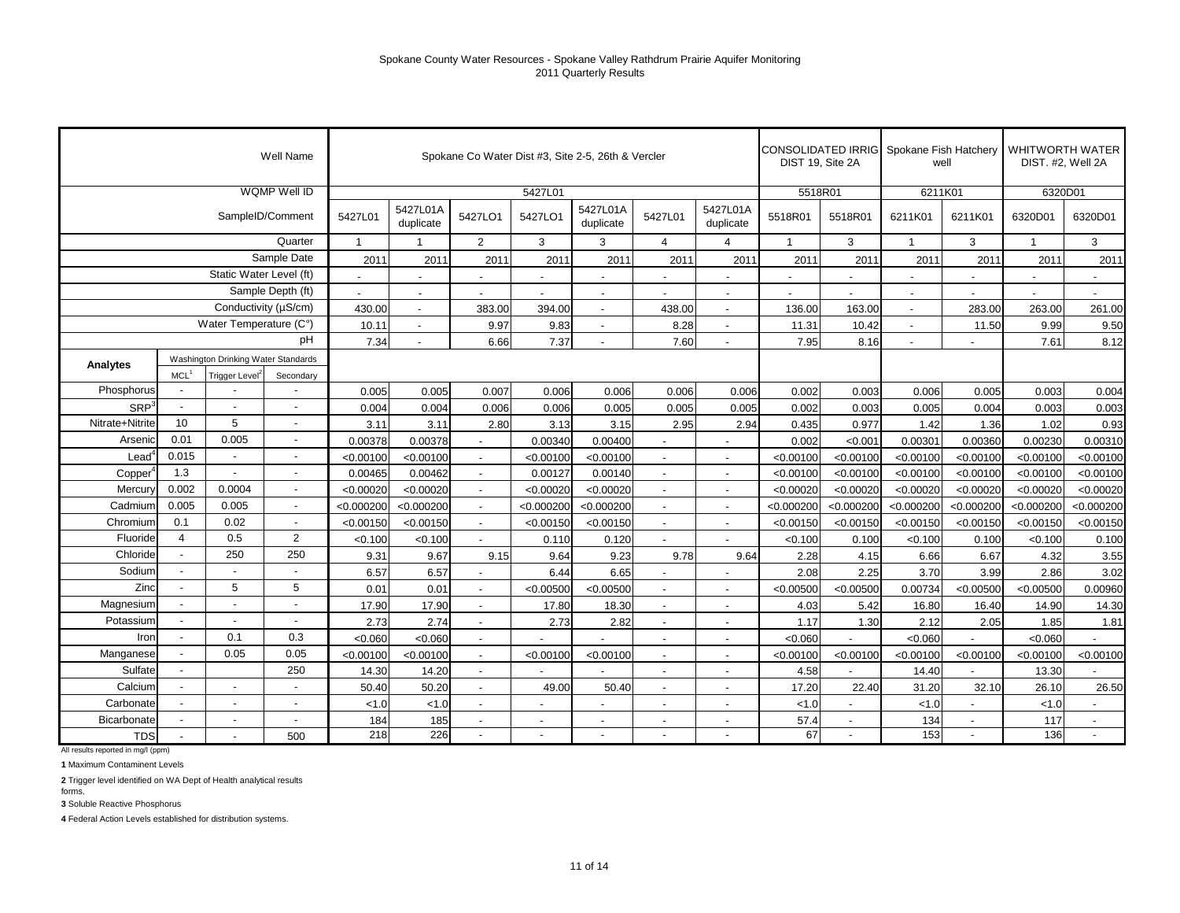# Spokane County Water Resources - Spokane Valley Rathdrum Prairie Aquifer Monitoring
## 2011 Quarterly Results

| | | | Well Name | Spokane Co Water Dist #3, Site 2-5, 26th & Vercler | | | | | | | CONSOLIDATED IRRIG DIST 19, Site 2A | | Spokane Fish Hatchery well | | WHITWORTH WATER DIST. #2, Well 2A | |
|---|---|---|---|---|---|---|---|---|---|---|---|---|---|---|---|---|
| | | | WQMP Well ID | 5427L01 | | | | | | | 5518R01 | | 6211K01 | | 6320D01 | |
| | | | SampleID/Comment | 5427L01 | 5427L01A duplicate | 5427LO1 | 5427LO1 | 5427L01A duplicate | 5427L01 | 5427L01A duplicate | 5518R01 | 5518R01 | 6211K01 | 6211K01 | 6320D01 | 6320D01 |
| | | | Quarter | 1 | 1 | 2 | 3 | 3 | 4 | 4 | 1 | 3 | 1 | 3 | 1 | 3 |
| | | | Sample Date | 2011 | 2011 | 2011 | 2011 | 2011 | 2011 | 2011 | 2011 | 2011 | 2011 | 2011 | 2011 | 2011 |
| | | | Static Water Level (ft) | - | - | - | - | - | - | - | - | - | - | - | - | - |
| | | | Sample Depth (ft) | - | - | - | - | - | - | - | - | - | - | - | - | - |
| | | | Conductivity (µS/cm) | 430.00 | - | 383.00 | 394.00 | - | 438.00 | - | 136.00 | 163.00 | - | 283.00 | 263.00 | 261.00 |
| | | | Water Temperature (C°) | 10.11 | - | 9.97 | 9.83 | - | 8.28 | - | 11.31 | 10.42 | - | 11.50 | 9.99 | 9.50 |
| | | | pH | 7.34 | - | 6.66 | 7.37 | - | 7.60 | - | 7.95 | 8.16 | - | - | 7.61 | 8.12 |
| Analytes | Washington Drinking Water Standards | | | | | | | | | | | | | | | |
| | MCL[1] | Trigger Level[2] | Secondary | | | | | | | | | | | | | |
| Phosphorus | - | - | - | 0.005 | 0.005 | 0.007 | 0.006 | 0.006 | 0.006 | 0.006 | 0.002 | 0.003 | 0.006 | 0.005 | 0.003 | 0.004 |
| SRP[3] | - | - | - | 0.004 | 0.004 | 0.006 | 0.006 | 0.005 | 0.005 | 0.005 | 0.002 | 0.003 | 0.005 | 0.004 | 0.003 | 0.003 |
| Nitrate+Nitrite | 10 | 5 | - | 3.11 | 3.11 | 2.80 | 3.13 | 3.15 | 2.95 | 2.94 | 0.435 | 0.977 | 1.42 | 1.36 | 1.02 | 0.93 |
| Arsenic | 0.01 | 0.005 | - | 0.00378 | 0.00378 | - | 0.00340 | 0.00400 | - | - | 0.002 | <0.001 | 0.00301 | 0.00360 | 0.00230 | 0.00310 |
| Lead[4] | 0.015 | - | - | <0.00100 | <0.00100 | - | <0.00100 | <0.00100 | - | - | <0.00100 | <0.00100 | <0.00100 | <0.00100 | <0.00100 | <0.00100 |
| Copper[4] | 1.3 | - | - | 0.00465 | 0.00462 | - | 0.00127 | 0.00140 | - | - | <0.00100 | <0.00100 | <0.00100 | <0.00100 | <0.00100 | <0.00100 |
| Mercury | 0.002 | 0.0004 | - | <0.00020 | <0.00020 | - | <0.00020 | <0.00020 | - | - | <0.00020 | <0.00020 | <0.00020 | <0.00020 | <0.00020 | <0.00020 |
| Cadmium | 0.005 | 0.005 | - | <0.000200 | <0.000200 | - | <0.000200 | <0.000200 | - | - | <0.000200 | <0.000200 | <0.000200 | <0.000200 | <0.000200 | <0.000200 |
| Chromium | 0.1 | 0.02 | - | <0.00150 | <0.00150 | - | <0.00150 | <0.00150 | - | - | <0.00150 | <0.00150 | <0.00150 | <0.00150 | <0.00150 | <0.00150 |
| Fluoride | 4 | 0.5 | 2 | <0.100 | <0.100 | - | 0.110 | 0.120 | - | - | <0.100 | 0.100 | <0.100 | 0.100 | <0.100 | 0.100 |
| Chloride | - | 250 | 250 | 9.31 | 9.67 | 9.15 | 9.64 | 9.23 | 9.78 | 9.64 | 2.28 | 4.15 | 6.66 | 6.67 | 4.32 | 3.55 |
| Sodium | - | - | - | 6.57 | 6.57 | - | 6.44 | 6.65 | - | - | 2.08 | 2.25 | 3.70 | 3.99 | 2.86 | 3.02 |
| Zinc | - | 5 | 5 | 0.01 | 0.01 | - | <0.00500 | <0.00500 | - | - | <0.00500 | <0.00500 | 0.00734 | <0.00500 | <0.00500 | 0.00960 |
| Magnesium | - | - | - | 17.90 | 17.90 | - | 17.80 | 18.30 | - | - | 4.03 | 5.42 | 16.80 | 16.40 | 14.90 | 14.30 |
| Potassium | - | - | - | 2.73 | 2.74 | - | 2.73 | 2.82 | - | - | 1.17 | 1.30 | 2.12 | 2.05 | 1.85 | 1.81 |
| Iron | - | 0.1 | 0.3 | <0.060 | <0.060 | - | - | - | - | - | <0.060 | - | <0.060 | - | <0.060 | - |
| Manganese | - | 0.05 | 0.05 | <0.00100 | <0.00100 | - | <0.00100 | <0.00100 | - | - | <0.00100 | <0.00100 | <0.00100 | <0.00100 | <0.00100 | <0.00100 |
| Sulfate | - | | 250 | 14.30 | 14.20 | - | - | - | - | - | 4.58 | - | 14.40 | - | 13.30 | - |
| Calcium | - | - | - | 50.40 | 50.20 | - | 49.00 | 50.40 | - | - | 17.20 | 22.40 | 31.20 | 32.10 | 26.10 | 26.50 |
| Carbonate | - | - | - | <1.0 | <1.0 | - | - | - | - | - | <1.0 | - | <1.0 | - | <1.0 | - |
| Bicarbonate | - | - | - | 184 | 185 | - | - | - | - | - | 57.4 | - | 134 | - | 117 | - |
| TDS | - | - | 500 | 218 | 226 | - | - | - | - | - | 67 | - | 153 | - | 136 | - |

All results reported in mg/l (ppm)

**1** Maximum Contaminent Levels

**2** Trigger level identified on WA Dept of Health analytical results forms.

**3** Soluble Reactive Phosphorus

**4** Federal Action Levels established for distribution systems.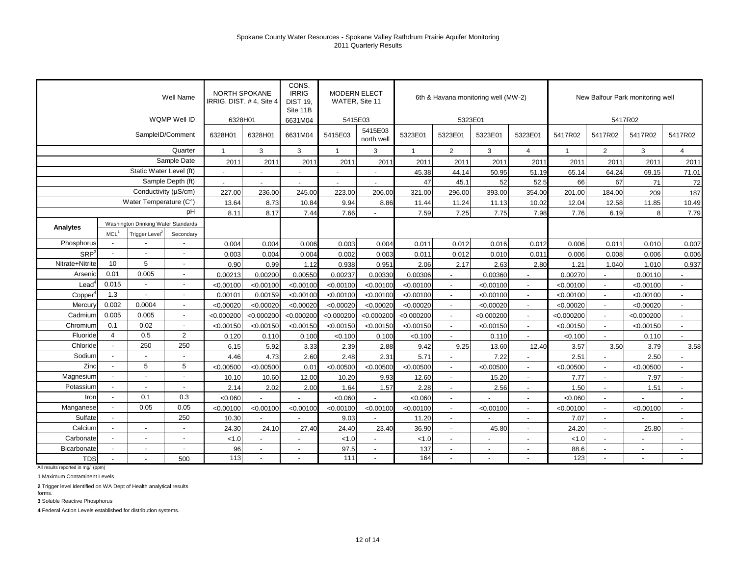# Spokane County Water Resources - Spokane Valley Rathdrum Prairie Aquifer Monitoring
## 2011 Quarterly Results

| | | | Well Name | NORTH SPOKANE IRRIG. DIST. # 4, Site 4 | | CONS. IRRIG DIST 19, Site 11B | MODERN ELECT WATER, Site 11 | | 6th & Havana monitoring well (MW-2) | | | | New Balfour Park monitoring well | | | |
|---|---|---|---|---|---|---|---|---|---|---|---|---|---|---|---|---|
| | | | WQMP Well ID | 6328H01 | | 6631M04 | 5415E03 | | 5323E01 | | | | 5417R02 | | | |
| | | | SampleID/Comment | 6328H01 | 6328H01 | 6631M04 | 5415E03 | 5415E03 north well | 5323E01 | 5323E01 | 5323E01 | 5323E01 | 5417R02 | 5417R02 | 5417R02 | 5417R02 |
| | | | Quarter | 1 | 3 | 3 | 1 | 3 | 1 | 2 | 3 | 4 | 1 | 2 | 3 | 4 |
| | | | Sample Date | 2011 | 2011 | 2011 | 2011 | 2011 | 2011 | 2011 | 2011 | 2011 | 2011 | 2011 | 2011 | 2011 |
| | | | Static Water Level (ft) | - | - | - | - | - | 45.38 | 44.14 | 50.95 | 51.19 | 65.14 | 64.24 | 69.15 | 71.01 |
| | | | Sample Depth (ft) | - | - | - | - | - | 47 | 45.1 | 52 | 52.5 | 66 | 67 | 71 | 72 |
| | | | Conductivity (µS/cm) | 227.00 | 236.00 | 245.00 | 223.00 | 206.00 | 321.00 | 296.00 | 393.00 | 354.00 | 201.00 | 184.00 | 209 | 187 |
| | | | Water Temperature (C°) | 13.64 | 8.73 | 10.84 | 9.94 | 8.86 | 11.44 | 11.24 | 11.13 | 10.02 | 12.04 | 12.58 | 11.85 | 10.49 |
| | | | pH | 8.11 | 8.17 | 7.44 | 7.66 | - | 7.59 | 7.25 | 7.75 | 7.98 | 7.76 | 6.19 | 8 | 7.79 |
| **Analytes** | Washington Drinking Water Standards | | | | | | | | | | | | | | | |
| | MCL[1] | Trigger Level[2] | Secondary | | | | | | | | | | | | | |
| Phosphorus | - | - | - | 0.004 | 0.004 | 0.006 | 0.003 | 0.004 | 0.011 | 0.012 | 0.016 | 0.012 | 0.006 | 0.011 | 0.010 | 0.007 |
| SRP[3] | - | - | - | 0.003 | 0.004 | 0.004 | 0.002 | 0.003 | 0.011 | 0.012 | 0.010 | 0.011 | 0.006 | 0.008 | 0.006 | 0.006 |
| Nitrate+Nitrite | 10 | 5 | - | 0.90 | 0.99 | 1.12 | 0.938 | 0.951 | 2.06 | 2.17 | 2.63 | 2.80 | 1.21 | 1.040 | 1.010 | 0.937 |
| Arsenic | 0.01 | 0.005 | - | 0.00213 | 0.00200 | 0.00550 | 0.00237 | 0.00330 | 0.00306 | - | 0.00360 | - | 0.00270 | - | 0.00110 | - |
| Lead[4] | 0.015 | - | - | <0.00100 | <0.00100 | <0.00100 | <0.00100 | <0.00100 | <0.00100 | - | <0.00100 | - | <0.00100 | - | <0.00100 | - |
| Copper[4] | 1.3 | - | - | 0.00101 | 0.00159 | <0.00100 | <0.00100 | <0.00100 | <0.00100 | - | <0.00100 | - | <0.00100 | - | <0.00100 | - |
| Mercury | 0.002 | 0.0004 | - | <0.00020 | <0.00020 | <0.00020 | <0.00020 | <0.00020 | <0.00020 | - | <0.00020 | - | <0.00020 | - | <0.00020 | - |
| Cadmium | 0.005 | 0.005 | - | <0.000200 | <0.000200 | <0.000200 | <0.000200 | <0.000200 | <0.000200 | - | <0.000200 | - | <0.000200 | - | <0.000200 | - |
| Chromium | 0.1 | 0.02 | - | <0.00150 | <0.00150 | <0.00150 | <0.00150 | <0.00150 | <0.00150 | - | <0.00150 | - | <0.00150 | - | <0.00150 | - |
| Fluoride | 4 | 0.5 | 2 | 0.120 | 0.110 | 0.100 | <0.100 | 0.100 | <0.100 | - | 0.110 | - | <0.100 | - | 0.110 | - |
| Chloride | - | 250 | 250 | 6.15 | 5.92 | 3.33 | 2.39 | 2.88 | 9.42 | 9.25 | 13.60 | 12.40 | 3.57 | 3.50 | 3.79 | 3.58 |
| Sodium | - | - | - | 4.46 | 4.73 | 2.60 | 2.48 | 2.31 | 5.71 | - | 7.22 | - | 2.51 | - | 2.50 | - |
| Zinc | - | 5 | 5 | <0.00500 | <0.00500 | 0.01 | <0.00500 | <0.00500 | <0.00500 | - | <0.00500 | - | <0.00500 | - | <0.00500 | - |
| Magnesium | - | - | - | 10.10 | 10.60 | 12.00 | 10.20 | 9.93 | 12.60 | - | 15.20 | - | 7.77 | - | 7.97 | - |
| Potassium | - | - | - | 2.14 | 2.02 | 2.00 | 1.64 | 1.57 | 2.28 | - | 2.56 | - | 1.50 | - | 1.51 | - |
| Iron | - | 0.1 | 0.3 | <0.060 | - | - | <0.060 | - | <0.060 | - | - | - | <0.060 | - | - | - |
| Manganese | - | 0.05 | 0.05 | <0.00100 | <0.00100 | <0.00100 | <0.00100 | <0.00100 | <0.00100 | - | <0.00100 | - | <0.00100 | - | <0.00100 | - |
| Sulfate | - | | 250 | 10.30 | - | - | 9.03 | - | 11.20 | - | - | - | 7.07 | - | - | - |
| Calcium | - | - | - | 24.30 | 24.10 | 27.40 | 24.40 | 23.40 | 36.90 | - | 45.80 | - | 24.20 | - | 25.80 | - |
| Carbonate | - | - | - | <1.0 | - | - | <1.0 | - | <1.0 | - | - | - | <1.0 | - | - | - |
| Bicarbonate | - | - | - | 96 | - | - | 97.5 | - | 137 | - | - | - | 88.6 | - | - | - |
| TDS | - | - | 500 | 113 | - | - | 111 | - | 164 | - | - | - | 123 | - | - | - |

All results reported in mg/l (ppm)

**1** Maximum Contaminent Levels

**2** Trigger level identified on WA Dept of Health analytical results forms.

**3** Soluble Reactive Phosphorus

**4** Federal Action Levels established for distribution systems.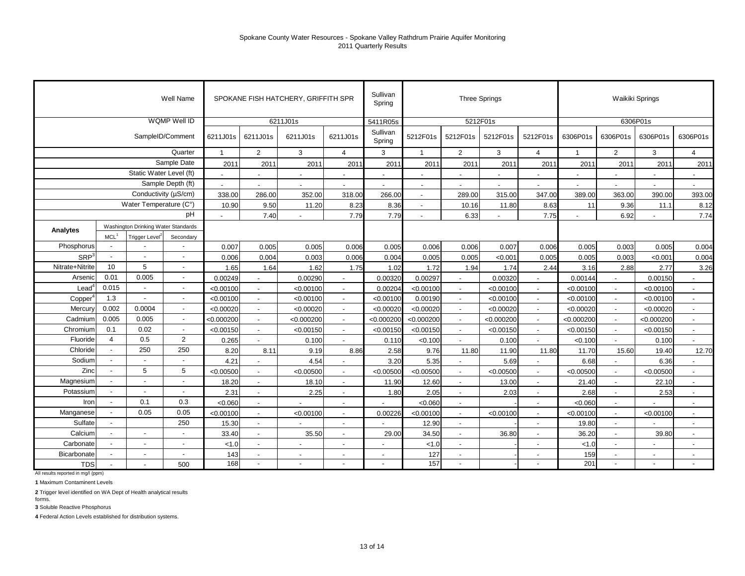Spokane County Water Resources - Spokane Valley Rathdrum Prairie Aquifer Monitoring
2011 Quarterly Results

| | | | Well Name | SPOKANE FISH HATCHERY, GRIFFITH SPR | | | | Sullivan Spring | Three Springs | | | | Waikiki Springs | | | |
|---|---|---|---|---|---|---|---|---|---|---|---|---|---|---|---|---|
| | | | WQMP Well ID | 6211J01s | | | | 5411R05s | 5212F01s | | | | 6306P01s | | | |
| | | | SampleID/Comment | 6211J01s | 6211J01s | 6211J01s | 6211J01s | Sullivan Spring | 5212F01s | 5212F01s | 5212F01s | 5212F01s | 6306P01s | 6306P01s | 6306P01s | 6306P01s |
| | | | Quarter | 1 | 2 | 3 | 4 | 3 | 1 | 2 | 3 | 4 | 1 | 2 | 3 | 4 |
| | | | Sample Date | 2011 | 2011 | 2011 | 2011 | 2011 | 2011 | 2011 | 2011 | 2011 | 2011 | 2011 | 2011 | 2011 |
| | | | Static Water Level (ft) | - | - | - | - | - | - | - | - | - | - | - | - | - |
| | | | Sample Depth (ft) | - | - | - | - | - | - | - | - | - | - | - | - | - |
| | | | Conductivity (µS/cm) | 338.00 | 286.00 | 352.00 | 318.00 | 266.00 | - | 289.00 | 315.00 | 347.00 | 389.00 | 363.00 | 390.00 | 393.00 |
| | | | Water Temperature (C°) | 10.90 | 9.50 | 11.20 | 8.23 | 8.36 | - | 10.16 | 11.80 | 8.63 | 11 | 9.36 | 11.1 | 8.12 |
| | | | pH | - | 7.40 | - | 7.79 | 7.79 | - | 6.33 | - | 7.75 | - | 6.92 | - | 7.74 |
| Analytes | Washington Drinking Water Standards | | | | | | | | | | | | | | | |
| | MCL[1] | Trigger Level[2] | Secondary | | | | | | | | | | | | | |
| Phosphorus | - | - | - | 0.007 | 0.005 | 0.005 | 0.006 | 0.005 | 0.006 | 0.006 | 0.007 | 0.006 | 0.005 | 0.003 | 0.005 | 0.004 |
| SRP[3] | - | - | - | 0.006 | 0.004 | 0.003 | 0.006 | 0.004 | 0.005 | 0.005 | <0.001 | 0.005 | 0.005 | 0.003 | <0.001 | 0.004 |
| Nitrate+Nitrite | 10 | 5 | - | 1.65 | 1.64 | 1.62 | 1.75 | 1.02 | 1.72 | 1.94 | 1.74 | 2.44 | 3.16 | 2.88 | 2.77 | 3.26 |
| Arsenic | 0.01 | 0.005 | - | 0.00249 | - | 0.00290 | - | 0.00320 | 0.00297 | - | 0.00320 | - | 0.00144 | - | 0.00150 | - |
| Lead[4] | 0.015 | - | - | <0.00100 | - | <0.00100 | - | 0.00204 | <0.00100 | - | <0.00100 | - | <0.00100 | - | <0.00100 | - |
| Copper[4] | 1.3 | - | - | <0.00100 | - | <0.00100 | - | <0.00100 | 0.00190 | - | <0.00100 | - | <0.00100 | - | <0.00100 | - |
| Mercury | 0.002 | 0.0004 | - | <0.00020 | - | <0.00020 | - | <0.00020 | <0.00020 | - | <0.00020 | - | <0.00020 | - | <0.00020 | - |
| Cadmium | 0.005 | 0.005 | - | <0.000200 | - | <0.000200 | - | <0.000200 | <0.000200 | - | <0.000200 | - | <0.000200 | - | <0.000200 | - |
| Chromium | 0.1 | 0.02 | - | <0.00150 | - | <0.00150 | - | <0.00150 | <0.00150 | - | <0.00150 | - | <0.00150 | - | <0.00150 | - |
| Fluoride | 4 | 0.5 | 2 | 0.265 | - | 0.100 | - | 0.110 | <0.100 | - | 0.100 | - | <0.100 | - | 0.100 | - |
| Chloride | - | 250 | 250 | 8.20 | 8.11 | 9.19 | 8.86 | 2.58 | 9.76 | 11.80 | 11.90 | 11.80 | 11.70 | 15.60 | 19.40 | 12.70 |
| Sodium | - | - | - | 4.21 | - | 4.54 | - | 3.20 | 5.35 | - | 5.69 | - | 6.68 | - | 6.36 | - |
| Zinc | - | 5 | 5 | <0.00500 | - | <0.00500 | - | <0.00500 | <0.00500 | - | <0.00500 | - | <0.00500 | - | <0.00500 | - |
| Magnesium | - | - | - | 18.20 | - | 18.10 | - | 11.90 | 12.60 | - | 13.00 | - | 21.40 | - | 22.10 | - |
| Potassium | - | - | - | 2.31 | - | 2.25 | - | 1.80 | 2.05 | - | 2.03 | - | 2.68 | - | 2.53 | - |
| Iron | - | 0.1 | 0.3 | <0.060 | - | - | - | - | <0.060 | - | - | - | <0.060 | - | - | - |
| Manganese | - | 0.05 | 0.05 | <0.00100 | - | <0.00100 | - | 0.00226 | <0.00100 | - | <0.00100 | - | <0.00100 | - | <0.00100 | - |
| Sulfate | - | | 250 | 15.30 | - | - | - | - | 12.90 | - | - | - | 19.80 | - | - | - |
| Calcium | - | - | - | 33.40 | - | 35.50 | - | 29.00 | 34.50 | - | 36.80 | - | 36.20 | - | 39.80 | - |
| Carbonate | - | - | - | <1.0 | - | - | - | - | <1.0 | - | - | - | <1.0 | - | - | - |
| Bicarbonate | - | - | - | 143 | - | - | - | - | 127 | - | - | - | 159 | - | - | - |
| TDS | - | - | 500 | 168 | - | - | - | - | 157 | - | - | - | 201 | - | - | - |

All results reported in mg/l (ppm)

**1** Maximum Contaminent Levels

**2** Trigger level identified on WA Dept of Health analytical results forms.

**3** Soluble Reactive Phosphorus

**4** Federal Action Levels established for distribution systems.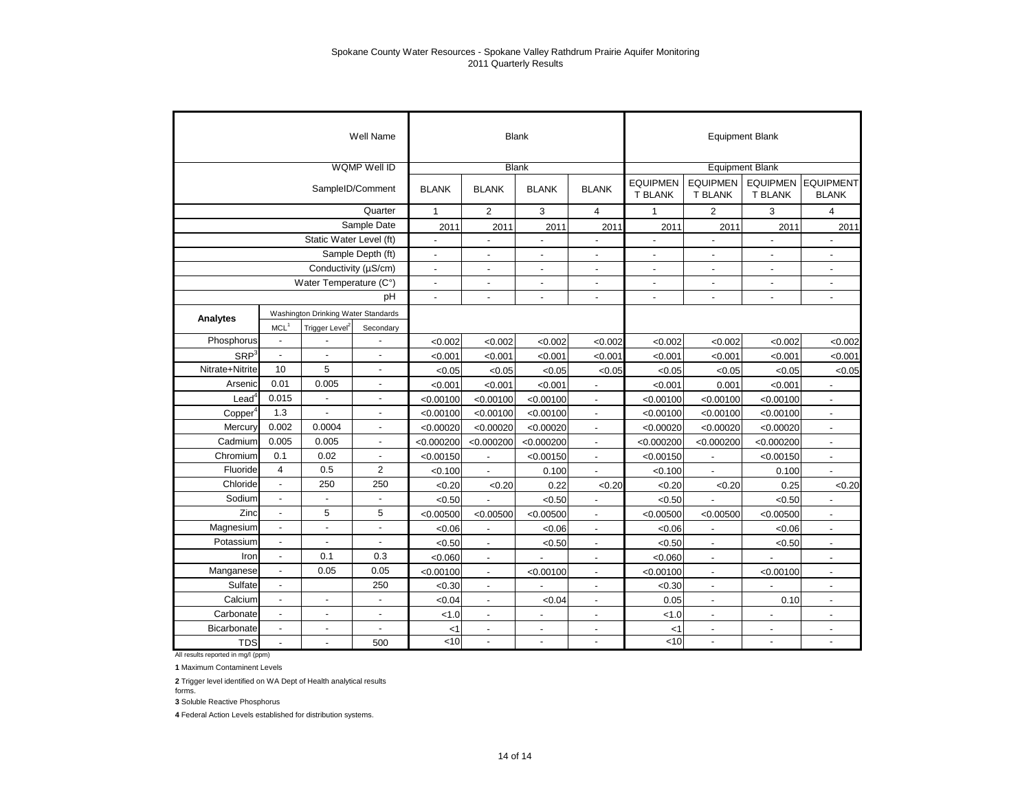Spokane County Water Resources - Spokane Valley Rathdrum Prairie Aquifer Monitoring
2011 Quarterly Results

| | | | Well Name | Blank | | | | Equipment Blank | | | |
|---|---|---|---|---|---|---|---|---|---|---|---|
| | | | WQMP Well ID | Blank | | | | Equipment Blank | | | |
| | | | SampleID/Comment | BLANK | BLANK | BLANK | BLANK | EQUIPMENT BLANK | EQUIPMENT BLANK | EQUIPMENT BLANK | EQUIPMENT BLANK |
| | | | Quarter | 1 | 2 | 3 | 4 | 1 | 2 | 3 | 4 |
| | | | Sample Date | 2011 | 2011 | 2011 | 2011 | 2011 | 2011 | 2011 | 2011 |
| | | | Static Water Level (ft) | - | - | - | - | - | - | - | - |
| | | | Sample Depth (ft) | - | - | - | - | - | - | - | - |
| | | | Conductivity (µS/cm) | - | - | - | - | - | - | - | - |
| | | | Water Temperature (C°) | - | - | - | - | - | - | - | - |
| | | | pH | - | - | - | - | - | - | - | - |
| Analytes | Washington Drinking Water Standards | | | | | | | | | | |
| | MCL[1] | Trigger Level[2] | Secondary | | | | | | | | |
| Phosphorus | - | - | - | <0.002 | <0.002 | <0.002 | <0.002 | <0.002 | <0.002 | <0.002 | <0.002 |
| SRP[3] | - | - | - | <0.001 | <0.001 | <0.001 | <0.001 | <0.001 | <0.001 | <0.001 | <0.001 |
| Nitrate+Nitrite | 10 | 5 | - | <0.05 | <0.05 | <0.05 | <0.05 | <0.05 | <0.05 | <0.05 | <0.05 |
| Arsenic | 0.01 | 0.005 | - | <0.001 | <0.001 | <0.001 | - | <0.001 | 0.001 | <0.001 | - |
| Lead[4] | 0.015 | - | - | <0.00100 | <0.00100 | <0.00100 | - | <0.00100 | <0.00100 | <0.00100 | - |
| Copper[4] | 1.3 | - | - | <0.00100 | <0.00100 | <0.00100 | - | <0.00100 | <0.00100 | <0.00100 | - |
| Mercury | 0.002 | 0.0004 | - | <0.00020 | <0.00020 | <0.00020 | - | <0.00020 | <0.00020 | <0.00020 | - |
| Cadmium | 0.005 | 0.005 | - | <0.000200 | <0.000200 | <0.000200 | - | <0.000200 | <0.000200 | <0.000200 | - |
| Chromium | 0.1 | 0.02 | - | <0.00150 | - | <0.00150 | - | <0.00150 | - | <0.00150 | - |
| Fluoride | 4 | 0.5 | 2 | <0.100 | - | 0.100 | - | <0.100 | - | 0.100 | - |
| Chloride | - | 250 | 250 | <0.20 | <0.20 | 0.22 | <0.20 | <0.20 | <0.20 | 0.25 | <0.20 |
| Sodium | - | - | - | <0.50 | - | <0.50 | - | <0.50 | - | <0.50 | - |
| Zinc | - | 5 | 5 | <0.00500 | <0.00500 | <0.00500 | - | <0.00500 | <0.00500 | <0.00500 | - |
| Magnesium | - | - | - | <0.06 | - | <0.06 | - | <0.06 | - | <0.06 | - |
| Potassium | - | - | - | <0.50 | - | <0.50 | - | <0.50 | - | <0.50 | - |
| Iron | - | 0.1 | 0.3 | <0.060 | - | - | - | <0.060 | - | - | - |
| Manganese | - | 0.05 | 0.05 | <0.00100 | - | <0.00100 | - | <0.00100 | - | <0.00100 | - |
| Sulfate | - | | 250 | <0.30 | - | - | - | <0.30 | - | - | - |
| Calcium | - | - | - | <0.04 | - | <0.04 | - | 0.05 | - | 0.10 | - |
| Carbonate | - | - | - | <1.0 | - | - | - | <1.0 | - | - | - |
| Bicarbonate | - | - | - | <1 | - | - | - | <1 | - | - | - |
| TDS | - | - | 500 | <10 | - | - | - | <10 | - | - | - |

All results reported in mg/l (ppm)

**1** Maximum Contaminent Levels

**2** Trigger level identified on WA Dept of Health analytical results forms.

**3** Soluble Reactive Phosphorus

**4** Federal Action Levels established for distribution systems.